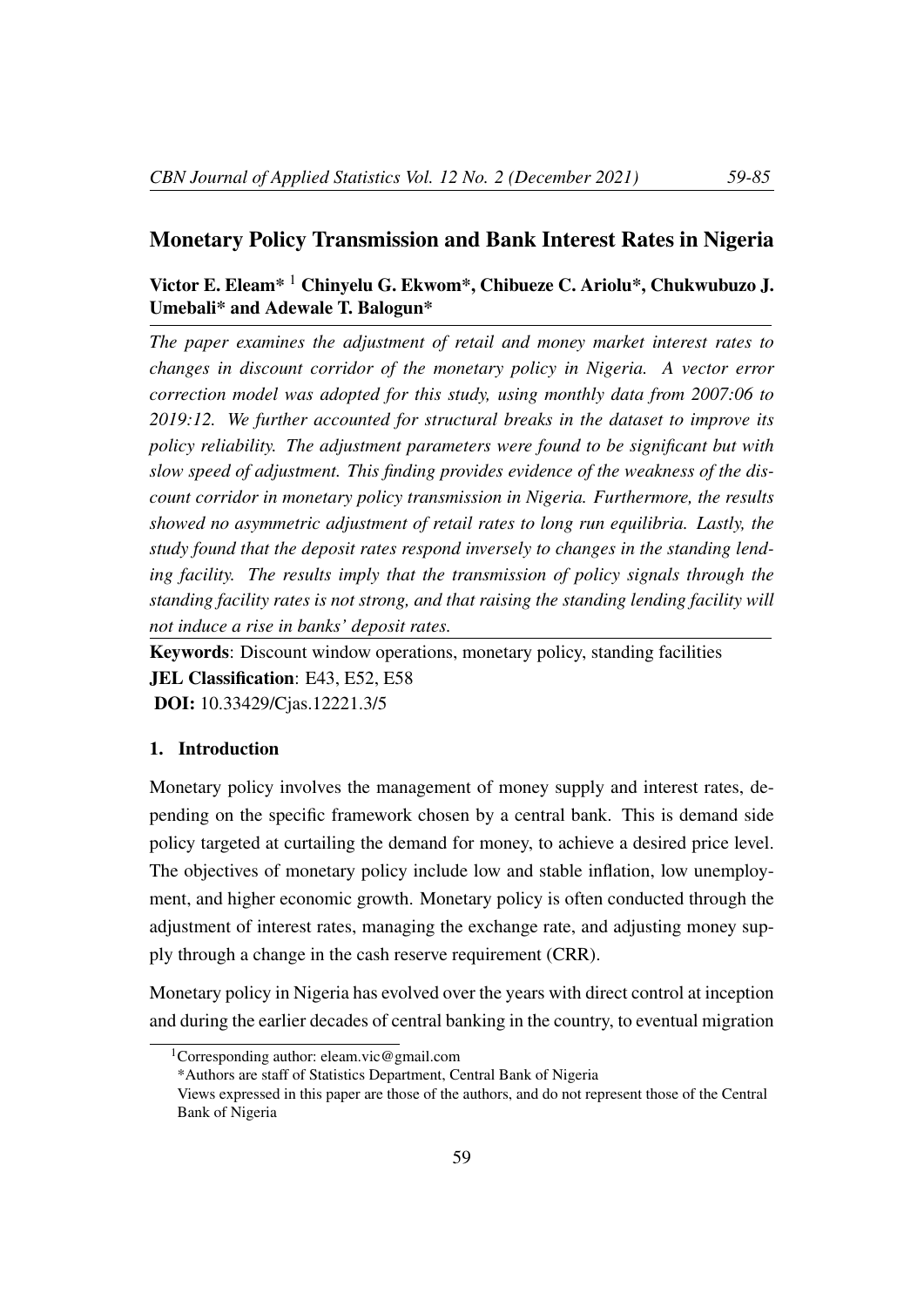# Monetary Policy Transmission and Bank Interest Rates in Nigeria

**Victor E. Eleam*[1] Chinyelu G. Ekwom*, Chibueze C. Ariolu*, Chukwubuzo J. Umebali* and Adewale T. Balogun***

*The paper examines the adjustment of retail and money market interest rates to changes in discount corridor of the monetary policy in Nigeria. A vector error correction model was adopted for this study, using monthly data from 2007:06 to 2019:12. We further accounted for structural breaks in the dataset to improve its policy reliability. The adjustment parameters were found to be significant but with slow speed of adjustment. This finding provides evidence of the weakness of the discount corridor in monetary policy transmission in Nigeria. Furthermore, the results showed no asymmetric adjustment of retail rates to long run equilibria. Lastly, the study found that the deposit rates respond inversely to changes in the standing lending facility. The results imply that the transmission of policy signals through the standing facility rates is not strong, and that raising the standing lending facility will not induce a rise in banks' deposit rates.*

**Keywords**: Discount window operations, monetary policy, standing facilities

**JEL Classification**: E43, E52, E58

**DOI:** 10.33429/Cjas.12221.3/5

## 1. Introduction

Monetary policy involves the management of money supply and interest rates, depending on the specific framework chosen by a central bank. This is demand side policy targeted at curtailing the demand for money, to achieve a desired price level. The objectives of monetary policy include low and stable inflation, low unemployment, and higher economic growth. Monetary policy is often conducted through the adjustment of interest rates, managing the exchange rate, and adjusting money supply through a change in the cash reserve requirement (CRR).

Monetary policy in Nigeria has evolved over the years with direct control at inception and during the earlier decades of central banking in the country, to eventual migration

[1]Corresponding author: eleam.vic@gmail.com

*Authors are staff of Statistics Department, Central Bank of Nigeria

Views expressed in this paper are those of the authors, and do not represent those of the Central Bank of Nigeria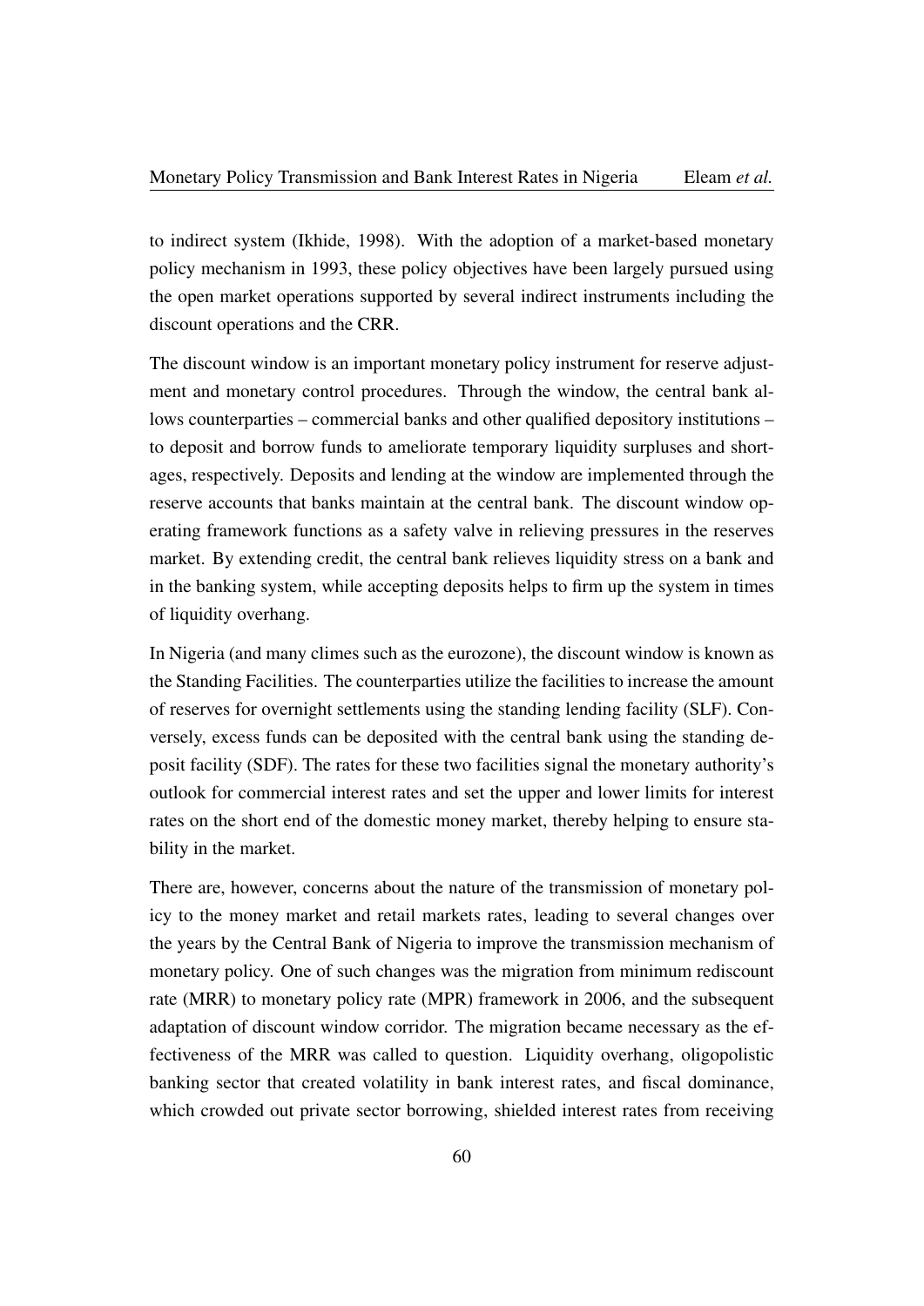to indirect system (Ikhide, 1998). With the adoption of a market-based monetary policy mechanism in 1993, these policy objectives have been largely pursued using the open market operations supported by several indirect instruments including the discount operations and the CRR.

The discount window is an important monetary policy instrument for reserve adjustment and monetary control procedures. Through the window, the central bank allows counterparties – commercial banks and other qualified depository institutions – to deposit and borrow funds to ameliorate temporary liquidity surpluses and shortages, respectively. Deposits and lending at the window are implemented through the reserve accounts that banks maintain at the central bank. The discount window operating framework functions as a safety valve in relieving pressures in the reserves market. By extending credit, the central bank relieves liquidity stress on a bank and in the banking system, while accepting deposits helps to firm up the system in times of liquidity overhang.

In Nigeria (and many climes such as the eurozone), the discount window is known as the Standing Facilities. The counterparties utilize the facilities to increase the amount of reserves for overnight settlements using the standing lending facility (SLF). Conversely, excess funds can be deposited with the central bank using the standing deposit facility (SDF). The rates for these two facilities signal the monetary authority's outlook for commercial interest rates and set the upper and lower limits for interest rates on the short end of the domestic money market, thereby helping to ensure stability in the market.

There are, however, concerns about the nature of the transmission of monetary policy to the money market and retail markets rates, leading to several changes over the years by the Central Bank of Nigeria to improve the transmission mechanism of monetary policy. One of such changes was the migration from minimum rediscount rate (MRR) to monetary policy rate (MPR) framework in 2006, and the subsequent adaptation of discount window corridor. The migration became necessary as the effectiveness of the MRR was called to question. Liquidity overhang, oligopolistic banking sector that created volatility in bank interest rates, and fiscal dominance, which crowded out private sector borrowing, shielded interest rates from receiving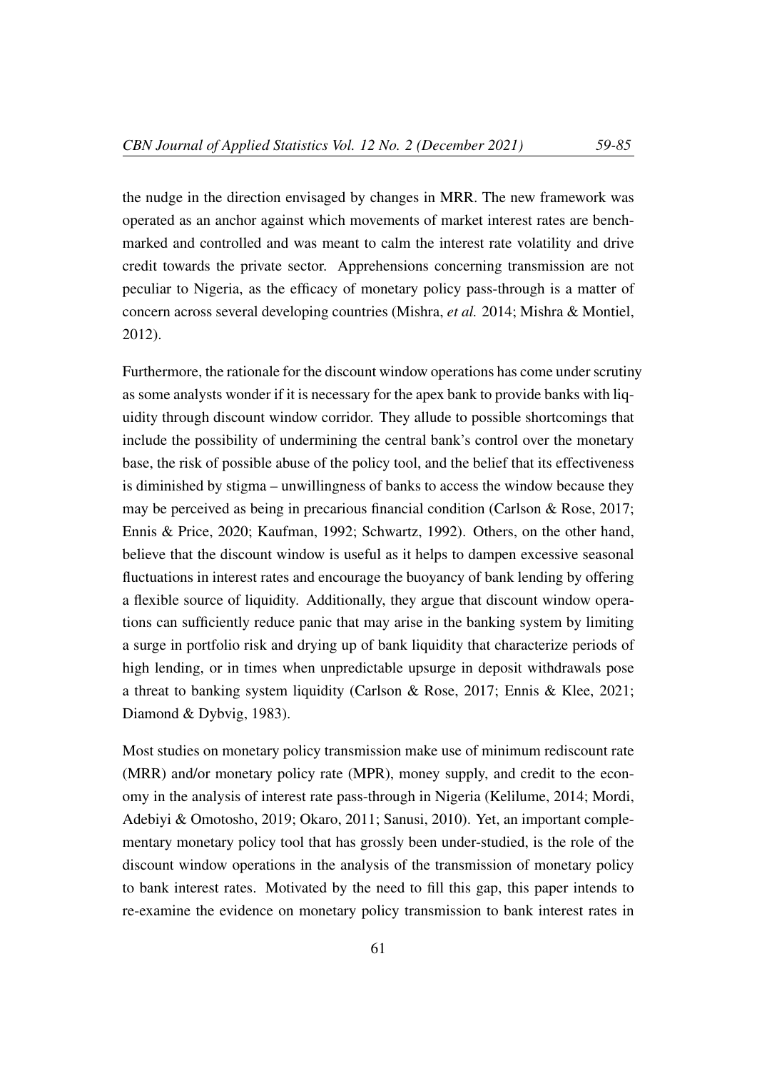the nudge in the direction envisaged by changes in MRR. The new framework was operated as an anchor against which movements of market interest rates are benchmarked and controlled and was meant to calm the interest rate volatility and drive credit towards the private sector. Apprehensions concerning transmission are not peculiar to Nigeria, as the efficacy of monetary policy pass-through is a matter of concern across several developing countries (Mishra, *et al.* 2014; Mishra & Montiel, 2012).

Furthermore, the rationale for the discount window operations has come under scrutiny as some analysts wonder if it is necessary for the apex bank to provide banks with liquidity through discount window corridor. They allude to possible shortcomings that include the possibility of undermining the central bank's control over the monetary base, the risk of possible abuse of the policy tool, and the belief that its effectiveness is diminished by stigma – unwillingness of banks to access the window because they may be perceived as being in precarious financial condition (Carlson & Rose, 2017; Ennis & Price, 2020; Kaufman, 1992; Schwartz, 1992). Others, on the other hand, believe that the discount window is useful as it helps to dampen excessive seasonal fluctuations in interest rates and encourage the buoyancy of bank lending by offering a flexible source of liquidity. Additionally, they argue that discount window operations can sufficiently reduce panic that may arise in the banking system by limiting a surge in portfolio risk and drying up of bank liquidity that characterize periods of high lending, or in times when unpredictable upsurge in deposit withdrawals pose a threat to banking system liquidity (Carlson & Rose, 2017; Ennis & Klee, 2021; Diamond & Dybvig, 1983).

Most studies on monetary policy transmission make use of minimum rediscount rate (MRR) and/or monetary policy rate (MPR), money supply, and credit to the economy in the analysis of interest rate pass-through in Nigeria (Kelilume, 2014; Mordi, Adebiyi & Omotosho, 2019; Okaro, 2011; Sanusi, 2010). Yet, an important complementary monetary policy tool that has grossly been under-studied, is the role of the discount window operations in the analysis of the transmission of monetary policy to bank interest rates. Motivated by the need to fill this gap, this paper intends to re-examine the evidence on monetary policy transmission to bank interest rates in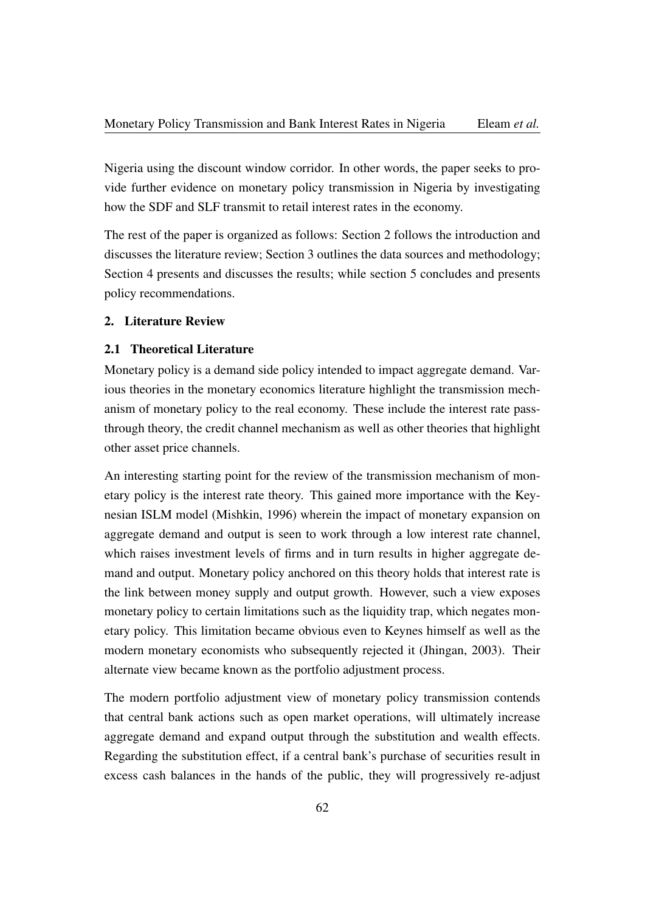Nigeria using the discount window corridor. In other words, the paper seeks to provide further evidence on monetary policy transmission in Nigeria by investigating how the SDF and SLF transmit to retail interest rates in the economy.

The rest of the paper is organized as follows: Section 2 follows the introduction and discusses the literature review; Section 3 outlines the data sources and methodology; Section 4 presents and discusses the results; while section 5 concludes and presents policy recommendations.

## 2. Literature Review

### 2.1 Theoretical Literature

Monetary policy is a demand side policy intended to impact aggregate demand. Various theories in the monetary economics literature highlight the transmission mechanism of monetary policy to the real economy. These include the interest rate pass-through theory, the credit channel mechanism as well as other theories that highlight other asset price channels.

An interesting starting point for the review of the transmission mechanism of monetary policy is the interest rate theory. This gained more importance with the Keynesian ISLM model (Mishkin, 1996) wherein the impact of monetary expansion on aggregate demand and output is seen to work through a low interest rate channel, which raises investment levels of firms and in turn results in higher aggregate demand and output. Monetary policy anchored on this theory holds that interest rate is the link between money supply and output growth. However, such a view exposes monetary policy to certain limitations such as the liquidity trap, which negates monetary policy. This limitation became obvious even to Keynes himself as well as the modern monetary economists who subsequently rejected it (Jhingan, 2003). Their alternate view became known as the portfolio adjustment process.

The modern portfolio adjustment view of monetary policy transmission contends that central bank actions such as open market operations, will ultimately increase aggregate demand and expand output through the substitution and wealth effects. Regarding the substitution effect, if a central bank's purchase of securities result in excess cash balances in the hands of the public, they will progressively re-adjust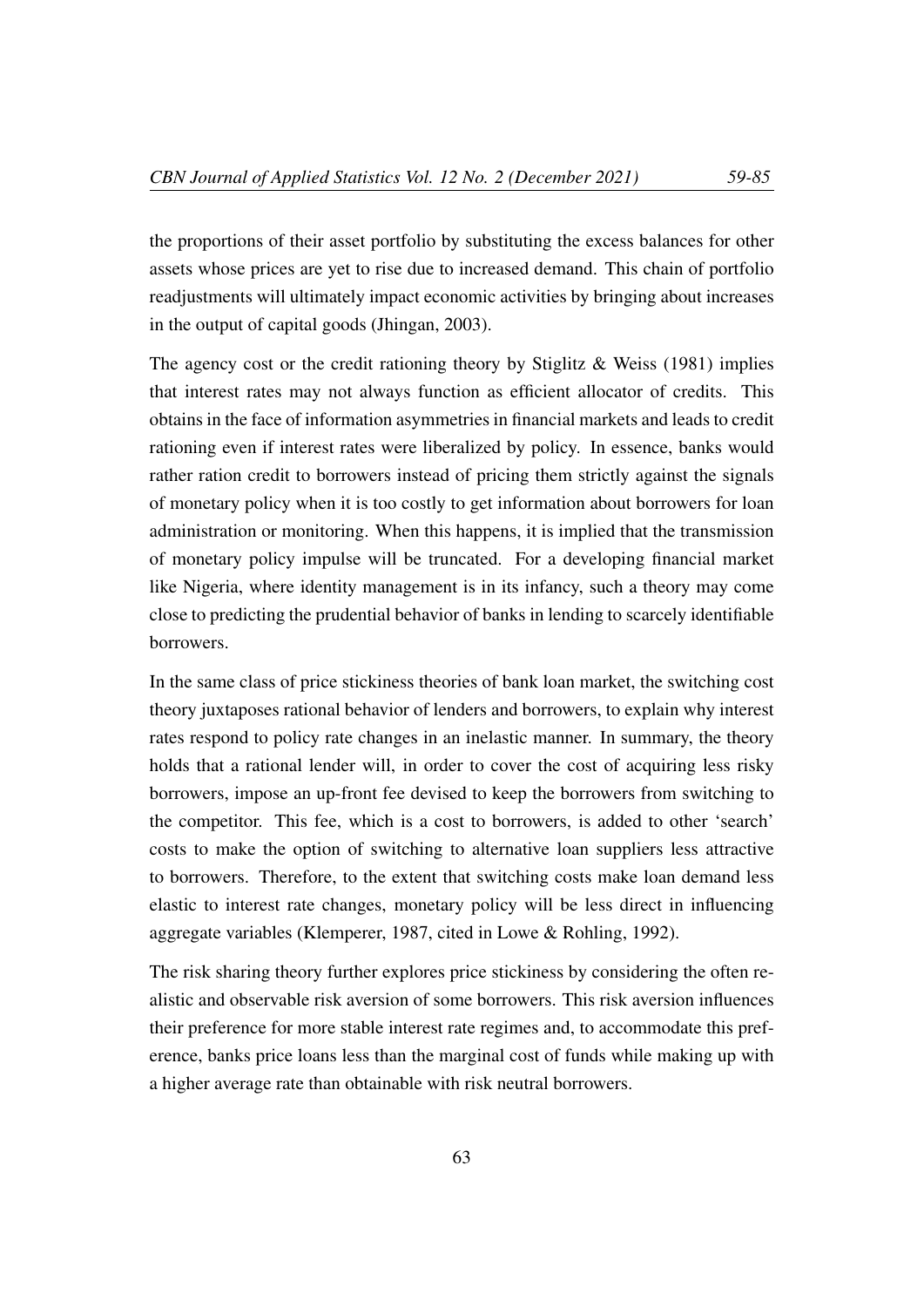the proportions of their asset portfolio by substituting the excess balances for other assets whose prices are yet to rise due to increased demand. This chain of portfolio readjustments will ultimately impact economic activities by bringing about increases in the output of capital goods (Jhingan, 2003).

The agency cost or the credit rationing theory by Stiglitz & Weiss (1981) implies that interest rates may not always function as efficient allocator of credits. This obtains in the face of information asymmetries in financial markets and leads to credit rationing even if interest rates were liberalized by policy. In essence, banks would rather ration credit to borrowers instead of pricing them strictly against the signals of monetary policy when it is too costly to get information about borrowers for loan administration or monitoring. When this happens, it is implied that the transmission of monetary policy impulse will be truncated. For a developing financial market like Nigeria, where identity management is in its infancy, such a theory may come close to predicting the prudential behavior of banks in lending to scarcely identifiable borrowers.

In the same class of price stickiness theories of bank loan market, the switching cost theory juxtaposes rational behavior of lenders and borrowers, to explain why interest rates respond to policy rate changes in an inelastic manner. In summary, the theory holds that a rational lender will, in order to cover the cost of acquiring less risky borrowers, impose an up-front fee devised to keep the borrowers from switching to the competitor. This fee, which is a cost to borrowers, is added to other 'search' costs to make the option of switching to alternative loan suppliers less attractive to borrowers. Therefore, to the extent that switching costs make loan demand less elastic to interest rate changes, monetary policy will be less direct in influencing aggregate variables (Klemperer, 1987, cited in Lowe & Rohling, 1992).

The risk sharing theory further explores price stickiness by considering the often realistic and observable risk aversion of some borrowers. This risk aversion influences their preference for more stable interest rate regimes and, to accommodate this preference, banks price loans less than the marginal cost of funds while making up with a higher average rate than obtainable with risk neutral borrowers.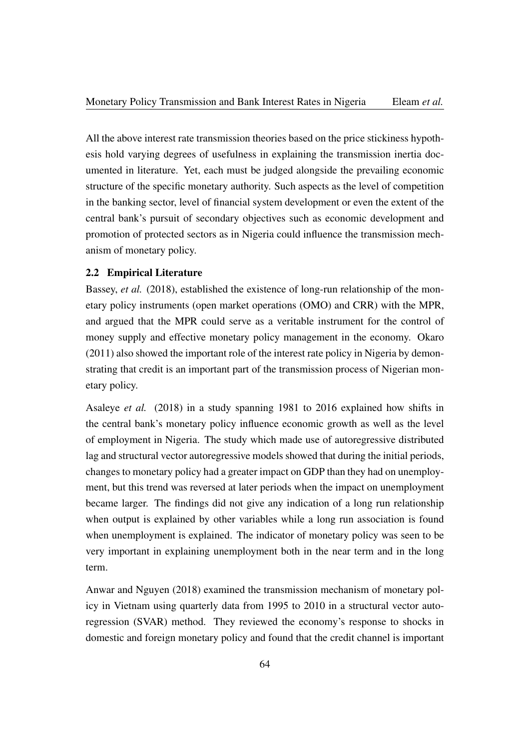All the above interest rate transmission theories based on the price stickiness hypothesis hold varying degrees of usefulness in explaining the transmission inertia documented in literature. Yet, each must be judged alongside the prevailing economic structure of the specific monetary authority. Such aspects as the level of competition in the banking sector, level of financial system development or even the extent of the central bank's pursuit of secondary objectives such as economic development and promotion of protected sectors as in Nigeria could influence the transmission mechanism of monetary policy.

### 2.2 Empirical Literature

Bassey, *et al.* (2018), established the existence of long-run relationship of the monetary policy instruments (open market operations (OMO) and CRR) with the MPR, and argued that the MPR could serve as a veritable instrument for the control of money supply and effective monetary policy management in the economy. Okaro (2011) also showed the important role of the interest rate policy in Nigeria by demonstrating that credit is an important part of the transmission process of Nigerian monetary policy.

Asaleye *et al.* (2018) in a study spanning 1981 to 2016 explained how shifts in the central bank's monetary policy influence economic growth as well as the level of employment in Nigeria. The study which made use of autoregressive distributed lag and structural vector autoregressive models showed that during the initial periods, changes to monetary policy had a greater impact on GDP than they had on unemployment, but this trend was reversed at later periods when the impact on unemployment became larger. The findings did not give any indication of a long run relationship when output is explained by other variables while a long run association is found when unemployment is explained. The indicator of monetary policy was seen to be very important in explaining unemployment both in the near term and in the long term.

Anwar and Nguyen (2018) examined the transmission mechanism of monetary policy in Vietnam using quarterly data from 1995 to 2010 in a structural vector autoregression (SVAR) method. They reviewed the economy's response to shocks in domestic and foreign monetary policy and found that the credit channel is important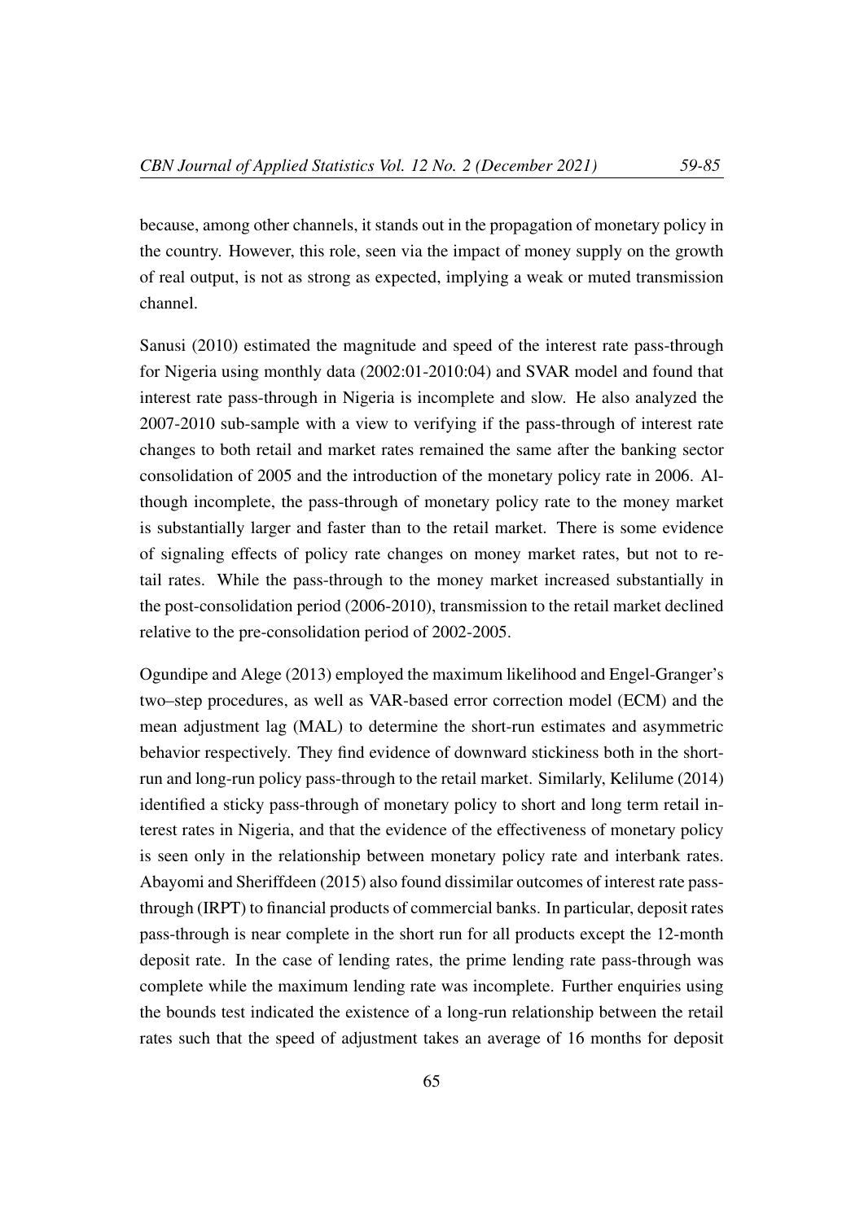because, among other channels, it stands out in the propagation of monetary policy in the country. However, this role, seen via the impact of money supply on the growth of real output, is not as strong as expected, implying a weak or muted transmission channel.

Sanusi (2010) estimated the magnitude and speed of the interest rate pass-through for Nigeria using monthly data (2002:01-2010:04) and SVAR model and found that interest rate pass-through in Nigeria is incomplete and slow. He also analyzed the 2007-2010 sub-sample with a view to verifying if the pass-through of interest rate changes to both retail and market rates remained the same after the banking sector consolidation of 2005 and the introduction of the monetary policy rate in 2006. Although incomplete, the pass-through of monetary policy rate to the money market is substantially larger and faster than to the retail market. There is some evidence of signaling effects of policy rate changes on money market rates, but not to retail rates. While the pass-through to the money market increased substantially in the post-consolidation period (2006-2010), transmission to the retail market declined relative to the pre-consolidation period of 2002-2005.

Ogundipe and Alege (2013) employed the maximum likelihood and Engel-Granger's two–step procedures, as well as VAR-based error correction model (ECM) and the mean adjustment lag (MAL) to determine the short-run estimates and asymmetric behavior respectively. They find evidence of downward stickiness both in the short-run and long-run policy pass-through to the retail market. Similarly, Kelilume (2014) identified a sticky pass-through of monetary policy to short and long term retail interest rates in Nigeria, and that the evidence of the effectiveness of monetary policy is seen only in the relationship between monetary policy rate and interbank rates. Abayomi and Sheriffdeen (2015) also found dissimilar outcomes of interest rate pass-through (IRPT) to financial products of commercial banks. In particular, deposit rates pass-through is near complete in the short run for all products except the 12-month deposit rate. In the case of lending rates, the prime lending rate pass-through was complete while the maximum lending rate was incomplete. Further enquiries using the bounds test indicated the existence of a long-run relationship between the retail rates such that the speed of adjustment takes an average of 16 months for deposit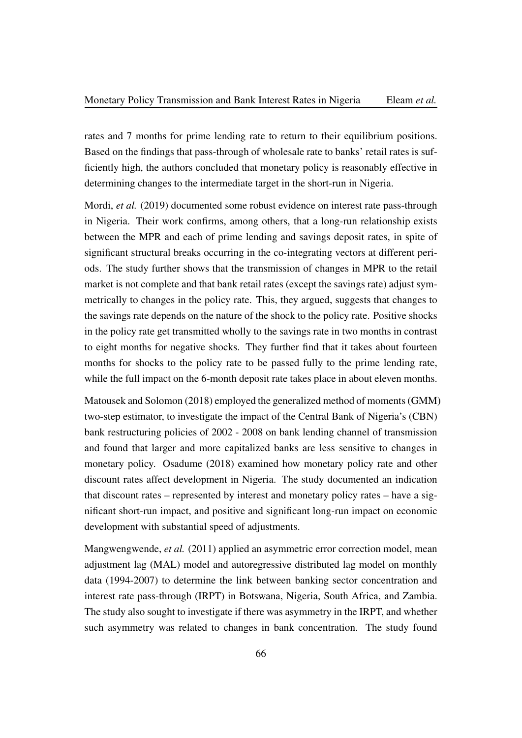rates and 7 months for prime lending rate to return to their equilibrium positions. Based on the findings that pass-through of wholesale rate to banks' retail rates is sufficiently high, the authors concluded that monetary policy is reasonably effective in determining changes to the intermediate target in the short-run in Nigeria.

Mordi, *et al.* (2019) documented some robust evidence on interest rate pass-through in Nigeria. Their work confirms, among others, that a long-run relationship exists between the MPR and each of prime lending and savings deposit rates, in spite of significant structural breaks occurring in the co-integrating vectors at different periods. The study further shows that the transmission of changes in MPR to the retail market is not complete and that bank retail rates (except the savings rate) adjust symmetrically to changes in the policy rate. This, they argued, suggests that changes to the savings rate depends on the nature of the shock to the policy rate. Positive shocks in the policy rate get transmitted wholly to the savings rate in two months in contrast to eight months for negative shocks. They further find that it takes about fourteen months for shocks to the policy rate to be passed fully to the prime lending rate, while the full impact on the 6-month deposit rate takes place in about eleven months.

Matousek and Solomon (2018) employed the generalized method of moments (GMM) two-step estimator, to investigate the impact of the Central Bank of Nigeria's (CBN) bank restructuring policies of 2002 - 2008 on bank lending channel of transmission and found that larger and more capitalized banks are less sensitive to changes in monetary policy. Osadume (2018) examined how monetary policy rate and other discount rates affect development in Nigeria. The study documented an indication that discount rates – represented by interest and monetary policy rates – have a significant short-run impact, and positive and significant long-run impact on economic development with substantial speed of adjustments.

Mangwengwende, *et al.* (2011) applied an asymmetric error correction model, mean adjustment lag (MAL) model and autoregressive distributed lag model on monthly data (1994-2007) to determine the link between banking sector concentration and interest rate pass-through (IRPT) in Botswana, Nigeria, South Africa, and Zambia. The study also sought to investigate if there was asymmetry in the IRPT, and whether such asymmetry was related to changes in bank concentration. The study found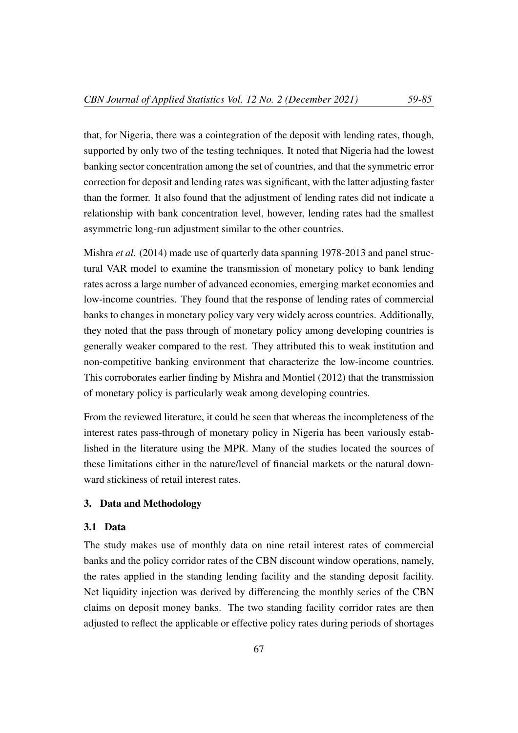that, for Nigeria, there was a cointegration of the deposit with lending rates, though, supported by only two of the testing techniques. It noted that Nigeria had the lowest banking sector concentration among the set of countries, and that the symmetric error correction for deposit and lending rates was significant, with the latter adjusting faster than the former. It also found that the adjustment of lending rates did not indicate a relationship with bank concentration level, however, lending rates had the smallest asymmetric long-run adjustment similar to the other countries.

Mishra *et al.* (2014) made use of quarterly data spanning 1978-2013 and panel structural VAR model to examine the transmission of monetary policy to bank lending rates across a large number of advanced economies, emerging market economies and low-income countries. They found that the response of lending rates of commercial banks to changes in monetary policy vary very widely across countries. Additionally, they noted that the pass through of monetary policy among developing countries is generally weaker compared to the rest. They attributed this to weak institution and non-competitive banking environment that characterize the low-income countries. This corroborates earlier finding by Mishra and Montiel (2012) that the transmission of monetary policy is particularly weak among developing countries.

From the reviewed literature, it could be seen that whereas the incompleteness of the interest rates pass-through of monetary policy in Nigeria has been variously established in the literature using the MPR. Many of the studies located the sources of these limitations either in the nature/level of financial markets or the natural downward stickiness of retail interest rates.

## 3. Data and Methodology

### 3.1 Data

The study makes use of monthly data on nine retail interest rates of commercial banks and the policy corridor rates of the CBN discount window operations, namely, the rates applied in the standing lending facility and the standing deposit facility. Net liquidity injection was derived by differencing the monthly series of the CBN claims on deposit money banks. The two standing facility corridor rates are then adjusted to reflect the applicable or effective policy rates during periods of shortages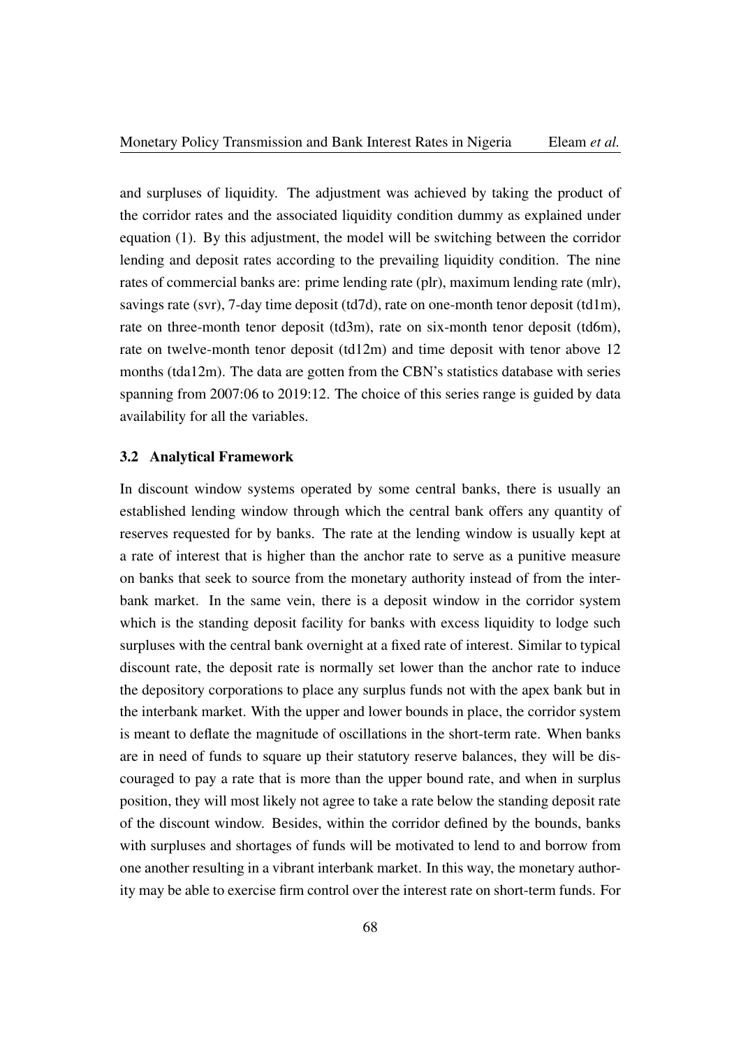and surpluses of liquidity. The adjustment was achieved by taking the product of the corridor rates and the associated liquidity condition dummy as explained under equation (1). By this adjustment, the model will be switching between the corridor lending and deposit rates according to the prevailing liquidity condition. The nine rates of commercial banks are: prime lending rate (plr), maximum lending rate (mlr), savings rate (svr), 7-day time deposit (td7d), rate on one-month tenor deposit (td1m), rate on three-month tenor deposit (td3m), rate on six-month tenor deposit (td6m), rate on twelve-month tenor deposit (td12m) and time deposit with tenor above 12 months (tda12m). The data are gotten from the CBN's statistics database with series spanning from 2007:06 to 2019:12. The choice of this series range is guided by data availability for all the variables.

### 3.2 Analytical Framework

In discount window systems operated by some central banks, there is usually an established lending window through which the central bank offers any quantity of reserves requested for by banks. The rate at the lending window is usually kept at a rate of interest that is higher than the anchor rate to serve as a punitive measure on banks that seek to source from the monetary authority instead of from the interbank market. In the same vein, there is a deposit window in the corridor system which is the standing deposit facility for banks with excess liquidity to lodge such surpluses with the central bank overnight at a fixed rate of interest. Similar to typical discount rate, the deposit rate is normally set lower than the anchor rate to induce the depository corporations to place any surplus funds not with the apex bank but in the interbank market. With the upper and lower bounds in place, the corridor system is meant to deflate the magnitude of oscillations in the short-term rate. When banks are in need of funds to square up their statutory reserve balances, they will be discouraged to pay a rate that is more than the upper bound rate, and when in surplus position, they will most likely not agree to take a rate below the standing deposit rate of the discount window. Besides, within the corridor defined by the bounds, banks with surpluses and shortages of funds will be motivated to lend to and borrow from one another resulting in a vibrant interbank market. In this way, the monetary authority may be able to exercise firm control over the interest rate on short-term funds. For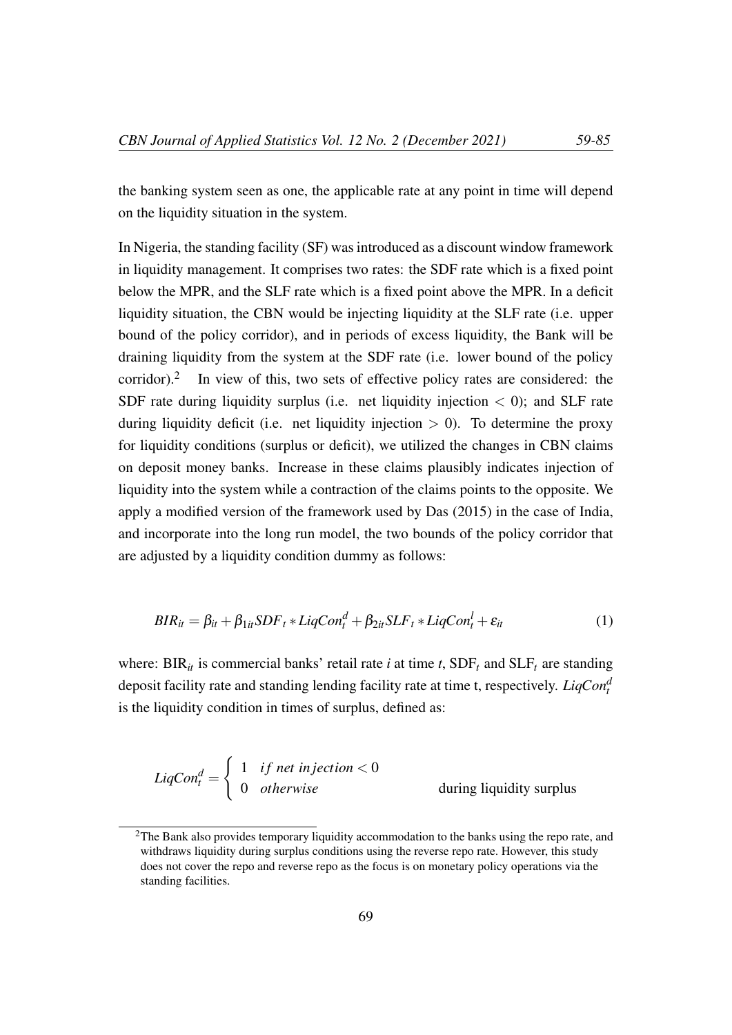the banking system seen as one, the applicable rate at any point in time will depend on the liquidity situation in the system.

In Nigeria, the standing facility (SF) was introduced as a discount window framework in liquidity management. It comprises two rates: the SDF rate which is a fixed point below the MPR, and the SLF rate which is a fixed point above the MPR. In a deficit liquidity situation, the CBN would be injecting liquidity at the SLF rate (i.e. upper bound of the policy corridor), and in periods of excess liquidity, the Bank will be draining liquidity from the system at the SDF rate (i.e. lower bound of the policy corridor).[2] In view of this, two sets of effective policy rates are considered: the SDF rate during liquidity surplus (i.e. net liquidity injection $< 0$); and SLF rate during liquidity deficit (i.e. net liquidity injection $> 0$). To determine the proxy for liquidity conditions (surplus or deficit), we utilized the changes in CBN claims on deposit money banks. Increase in these claims plausibly indicates injection of liquidity into the system while a contraction of the claims points to the opposite. We apply a modified version of the framework used by Das (2015) in the case of India, and incorporate into the long run model, the two bounds of the policy corridor that are adjusted by a liquidity condition dummy as follows:

$$BIR_{it} = \beta_{it} + \beta_{1it} SDF_t * LiqCon_t^d + \beta_{2it} SLF_t * LiqCon_t^l + \varepsilon_{it} \tag{1}$$

where: $BIR_{it}$ is commercial banks' retail rate $i$ at time $t$, $SDF_t$ and $SLF_t$ are standing deposit facility rate and standing lending facility rate at time t, respectively. $LiqCon_t^d$ is the liquidity condition in times of surplus, defined as:

$$LiqCon_t^d = \begin{cases} 1 & if\ net\ injection < 0 \\ 0 & otherwise \end{cases} \qquad \text{during liquidity surplus}$$

[2] The Bank also provides temporary liquidity accommodation to the banks using the repo rate, and withdraws liquidity during surplus conditions using the reverse repo rate. However, this study does not cover the repo and reverse repo as the focus is on monetary policy operations via the standing facilities.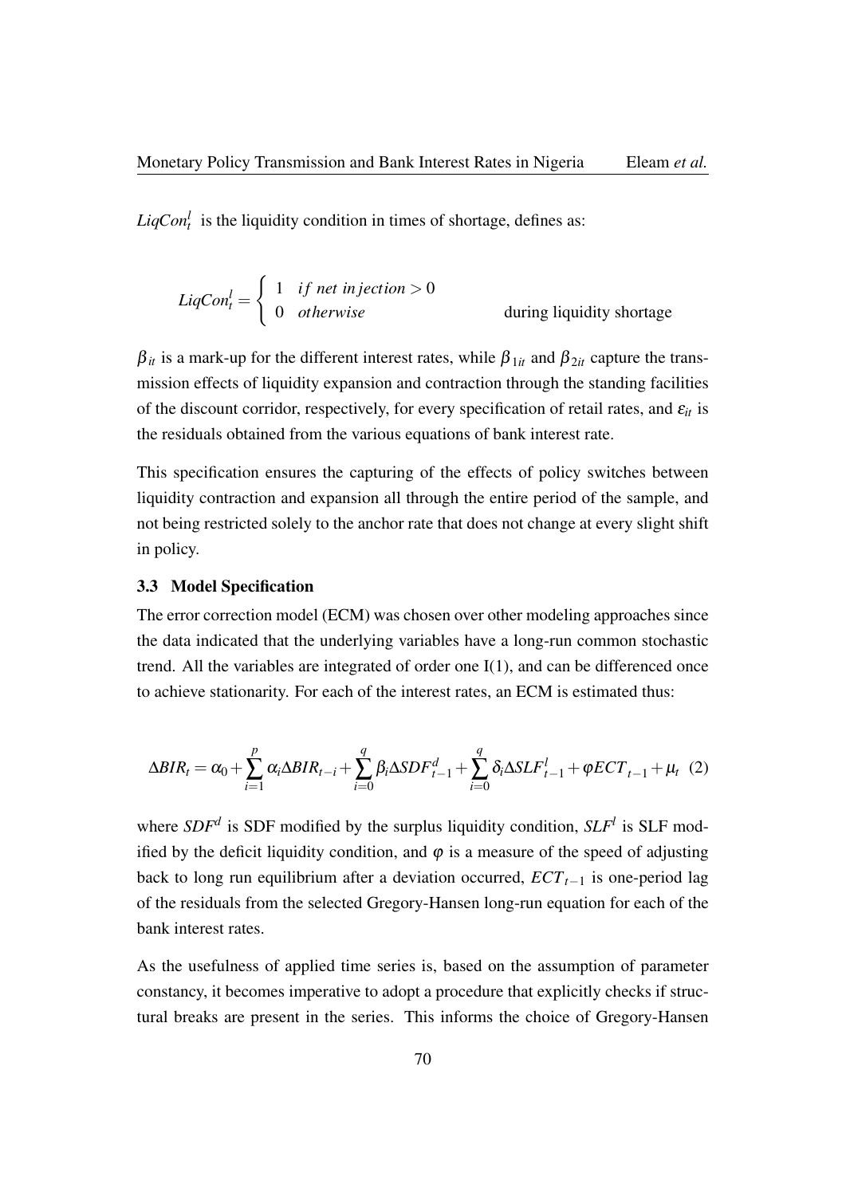$LiqCon_t^l$ is the liquidity condition in times of shortage, defines as:

$$LiqCon_t^l = \begin{cases} 1 & if\ net\ injection > 0 \\ 0 & otherwise \end{cases} \qquad \text{during liquidity shortage}$$

$\beta_{it}$ is a mark-up for the different interest rates, while $\beta_{1it}$ and $\beta_{2it}$ capture the transmission effects of liquidity expansion and contraction through the standing facilities of the discount corridor, respectively, for every specification of retail rates, and $\varepsilon_{it}$ is the residuals obtained from the various equations of bank interest rate.

This specification ensures the capturing of the effects of policy switches between liquidity contraction and expansion all through the entire period of the sample, and not being restricted solely to the anchor rate that does not change at every slight shift in policy.

### 3.3 Model Specification

The error correction model (ECM) was chosen over other modeling approaches since the data indicated that the underlying variables have a long-run common stochastic trend. All the variables are integrated of order one I(1), and can be differenced once to achieve stationarity. For each of the interest rates, an ECM is estimated thus:

$$\Delta BIR_t = \alpha_0 + \sum_{i=1}^{p} \alpha_i \Delta BIR_{t-i} + \sum_{i=0}^{q} \beta_i \Delta SDF_{t-1}^d + \sum_{i=0}^{q} \delta_i \Delta SLF_{t-1}^l + \varphi ECT_{t-1} + \mu_t \quad (2)$$

where $SDF^d$ is SDF modified by the surplus liquidity condition, $SLF^l$ is SLF modified by the deficit liquidity condition, and $\varphi$ is a measure of the speed of adjusting back to long run equilibrium after a deviation occurred, $ECT_{t-1}$ is one-period lag of the residuals from the selected Gregory-Hansen long-run equation for each of the bank interest rates.

As the usefulness of applied time series is, based on the assumption of parameter constancy, it becomes imperative to adopt a procedure that explicitly checks if structural breaks are present in the series. This informs the choice of Gregory-Hansen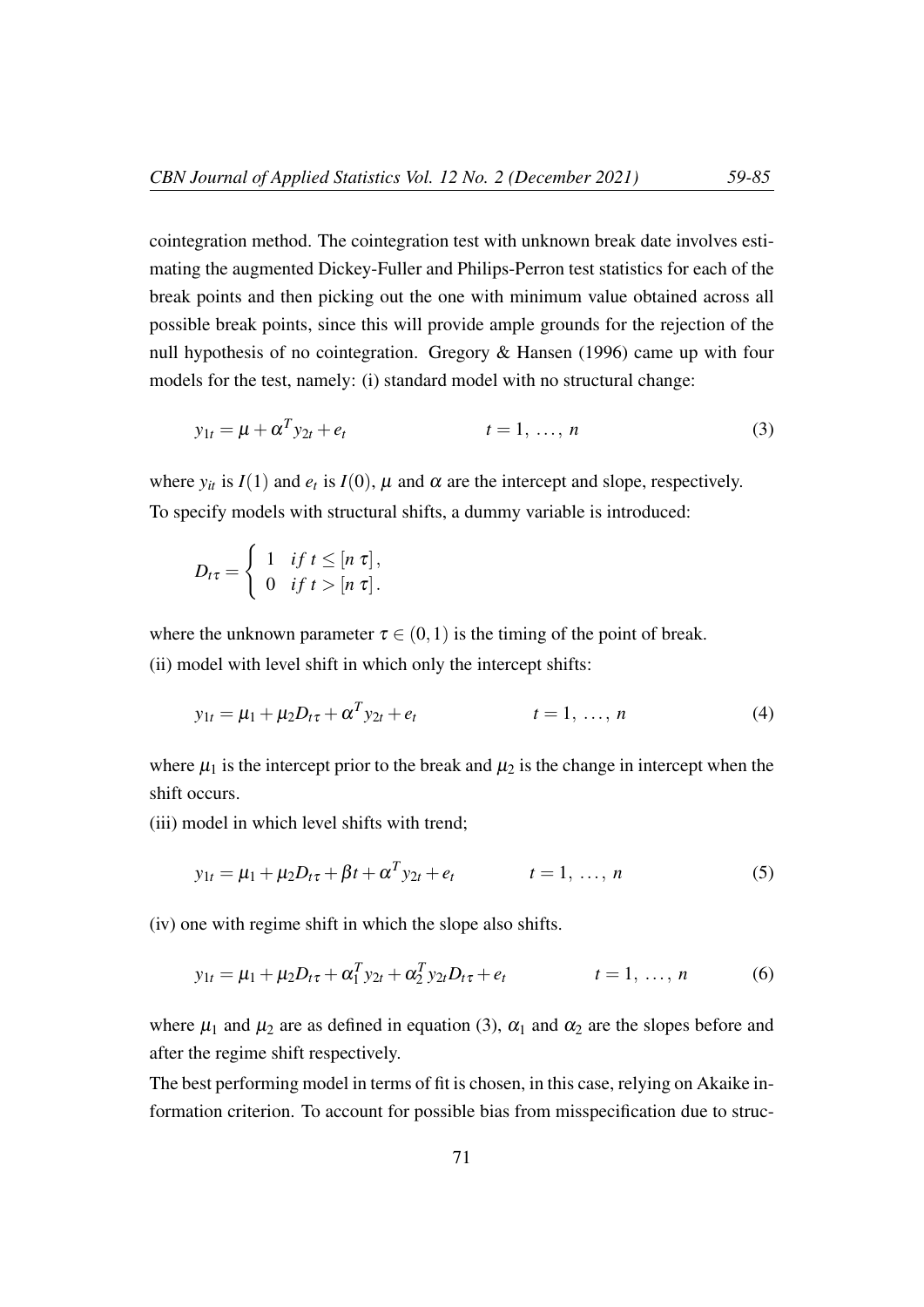cointegration method. The cointegration test with unknown break date involves estimating the augmented Dickey-Fuller and Philips-Perron test statistics for each of the break points and then picking out the one with minimum value obtained across all possible break points, since this will provide ample grounds for the rejection of the null hypothesis of no cointegration. Gregory & Hansen (1996) came up with four models for the test, namely: (i) standard model with no structural change:

$$y_{1t} = \mu + \alpha^T y_{2t} + e_t \qquad\qquad t = 1,\ \ldots,\ n \tag{3}$$

where $y_{it}$ is $I(1)$ and $e_t$ is $I(0)$, $\mu$ and $\alpha$ are the intercept and slope, respectively. To specify models with structural shifts, a dummy variable is introduced:

$$D_{t\tau} = \begin{cases} 1 & if\ t \leq [n\ \tau], \\ 0 & if\ t > [n\ \tau]. \end{cases}$$

where the unknown parameter $\tau \in (0,1)$ is the timing of the point of break.
(ii) model with level shift in which only the intercept shifts:

$$y_{1t} = \mu_1 + \mu_2 D_{t\tau} + \alpha^T y_{2t} + e_t \qquad\qquad t = 1,\ \ldots,\ n \tag{4}$$

where $\mu_1$ is the intercept prior to the break and $\mu_2$ is the change in intercept when the shift occurs.
(iii) model in which level shifts with trend;

$$y_{1t} = \mu_1 + \mu_2 D_{t\tau} + \beta t + \alpha^T y_{2t} + e_t \qquad\qquad t = 1,\ \ldots,\ n \tag{5}$$

(iv) one with regime shift in which the slope also shifts.

$$y_{1t} = \mu_1 + \mu_2 D_{t\tau} + \alpha_1^T y_{2t} + \alpha_2^T y_{2t} D_{t\tau} + e_t \qquad\qquad t = 1,\ \ldots,\ n \tag{6}$$

where $\mu_1$ and $\mu_2$ are as defined in equation (3), $\alpha_1$ and $\alpha_2$ are the slopes before and after the regime shift respectively.
The best performing model in terms of fit is chosen, in this case, relying on Akaike information criterion. To account for possible bias from misspecification due to struc-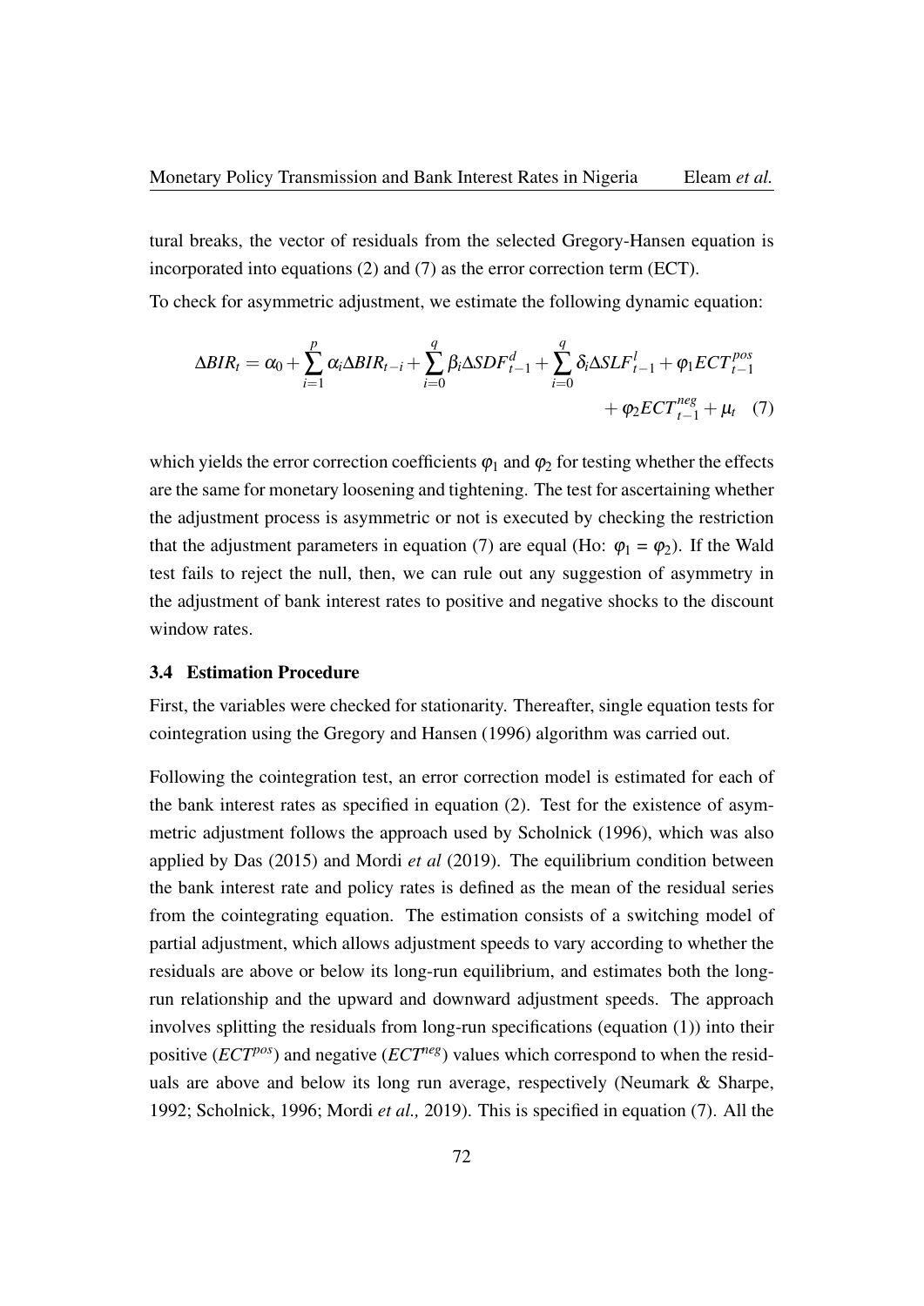tural breaks, the vector of residuals from the selected Gregory-Hansen equation is incorporated into equations (2) and (7) as the error correction term (ECT).

To check for asymmetric adjustment, we estimate the following dynamic equation:

$$\Delta BIR_t = \alpha_0 + \sum_{i=1}^{p} \alpha_i \Delta BIR_{t-i} + \sum_{i=0}^{q} \beta_i \Delta SDF_{t-1}^{d} + \sum_{i=0}^{q} \delta_i \Delta SLF_{t-1}^{l} + \varphi_1 ECT_{t-1}^{pos} + \varphi_2 ECT_{t-1}^{neg} + \mu_t \quad (7)$$

which yields the error correction coefficients $\varphi_1$ and $\varphi_2$ for testing whether the effects are the same for monetary loosening and tightening. The test for ascertaining whether the adjustment process is asymmetric or not is executed by checking the restriction that the adjustment parameters in equation (7) are equal (Ho: $\varphi_1 = \varphi_2$). If the Wald test fails to reject the null, then, we can rule out any suggestion of asymmetry in the adjustment of bank interest rates to positive and negative shocks to the discount window rates.

### 3.4 Estimation Procedure

First, the variables were checked for stationarity. Thereafter, single equation tests for cointegration using the Gregory and Hansen (1996) algorithm was carried out.

Following the cointegration test, an error correction model is estimated for each of the bank interest rates as specified in equation (2). Test for the existence of asymmetric adjustment follows the approach used by Scholnick (1996), which was also applied by Das (2015) and Mordi *et al* (2019). The equilibrium condition between the bank interest rate and policy rates is defined as the mean of the residual series from the cointegrating equation. The estimation consists of a switching model of partial adjustment, which allows adjustment speeds to vary according to whether the residuals are above or below its long-run equilibrium, and estimates both the long-run relationship and the upward and downward adjustment speeds. The approach involves splitting the residuals from long-run specifications (equation (1)) into their positive ($ECT^{pos}$) and negative ($ECT^{neg}$) values which correspond to when the residuals are above and below its long run average, respectively (Neumark & Sharpe, 1992; Scholnick, 1996; Mordi *et al.,* 2019). This is specified in equation (7). All the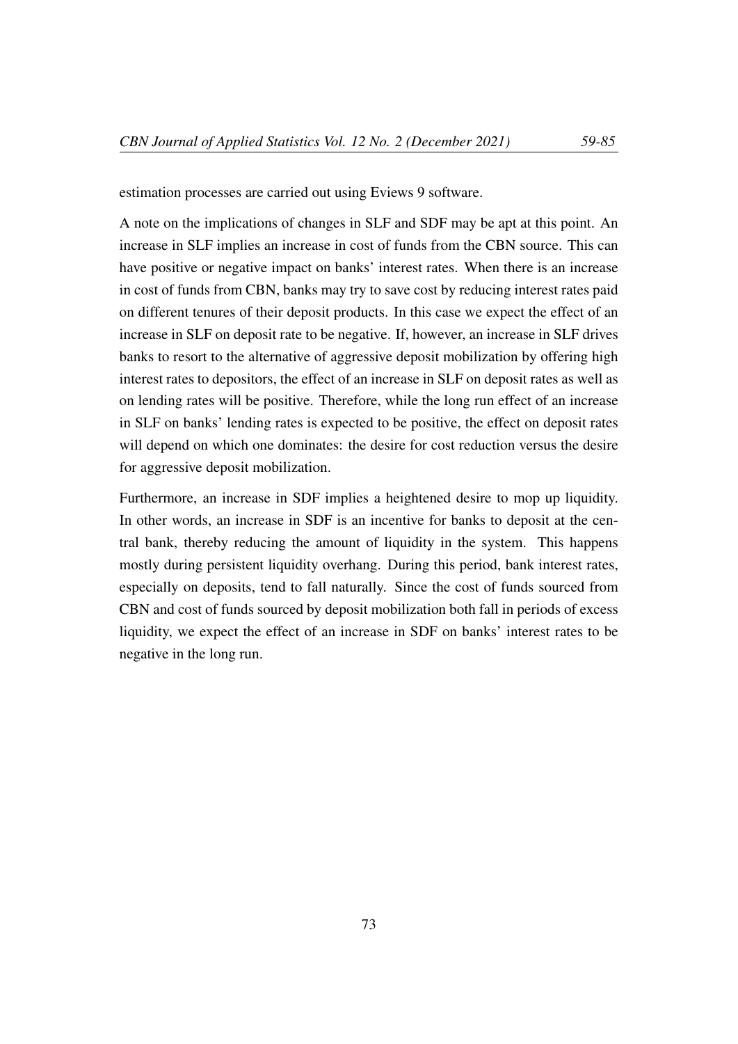estimation processes are carried out using Eviews 9 software.

A note on the implications of changes in SLF and SDF may be apt at this point. An increase in SLF implies an increase in cost of funds from the CBN source. This can have positive or negative impact on banks' interest rates. When there is an increase in cost of funds from CBN, banks may try to save cost by reducing interest rates paid on different tenures of their deposit products. In this case we expect the effect of an increase in SLF on deposit rate to be negative. If, however, an increase in SLF drives banks to resort to the alternative of aggressive deposit mobilization by offering high interest rates to depositors, the effect of an increase in SLF on deposit rates as well as on lending rates will be positive. Therefore, while the long run effect of an increase in SLF on banks' lending rates is expected to be positive, the effect on deposit rates will depend on which one dominates: the desire for cost reduction versus the desire for aggressive deposit mobilization.

Furthermore, an increase in SDF implies a heightened desire to mop up liquidity. In other words, an increase in SDF is an incentive for banks to deposit at the central bank, thereby reducing the amount of liquidity in the system. This happens mostly during persistent liquidity overhang. During this period, bank interest rates, especially on deposits, tend to fall naturally. Since the cost of funds sourced from CBN and cost of funds sourced by deposit mobilization both fall in periods of excess liquidity, we expect the effect of an increase in SDF on banks' interest rates to be negative in the long run.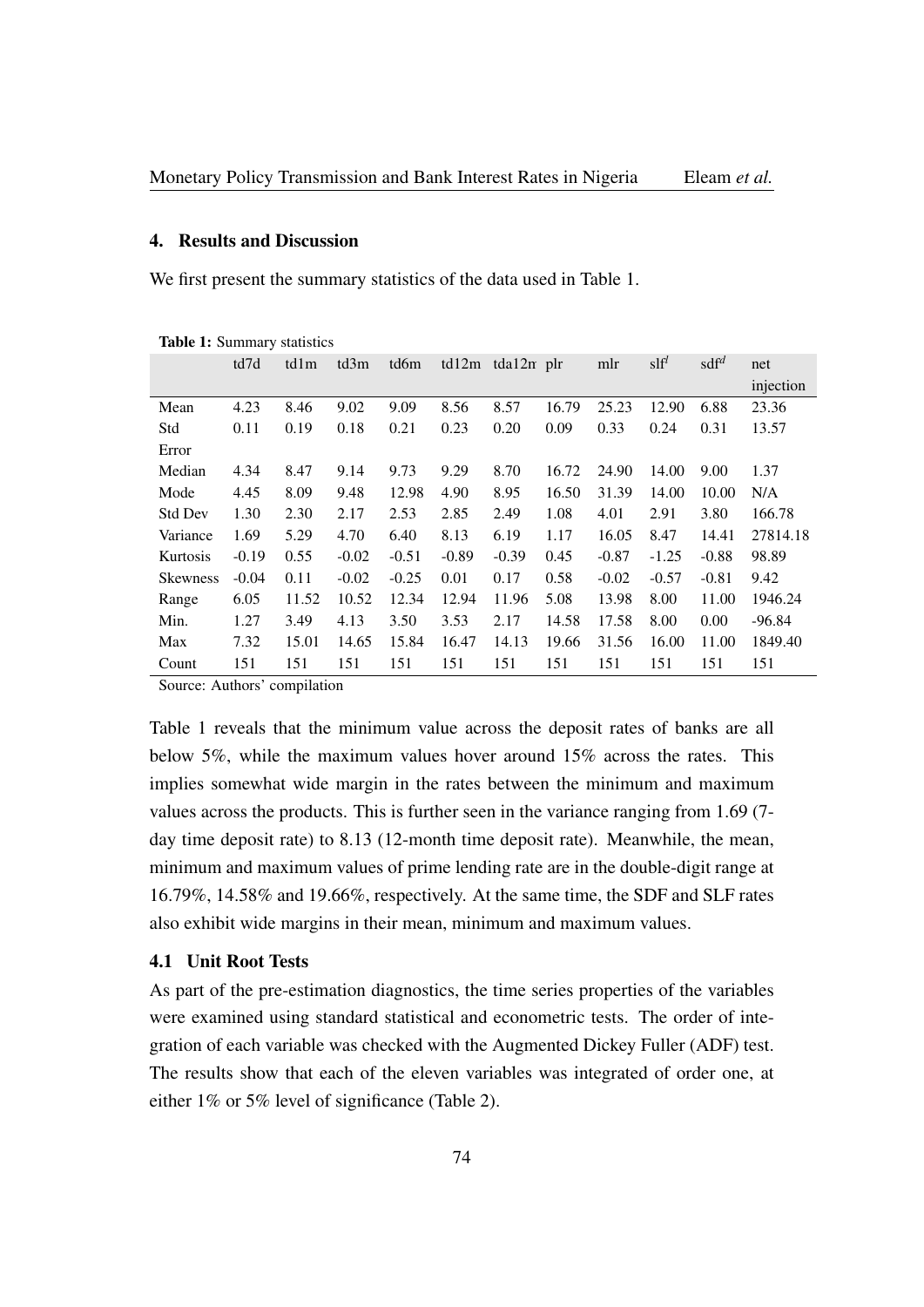## 4. Results and Discussion

We first present the summary statistics of the data used in Table 1.

**Table 1:** Summary statistics

| | td7d | td1m | td3m | td6m | td12m | tda12m | plr | mlr | $slf^l$ | $sdf^d$ | net injection |
|---|---|---|---|---|---|---|---|---|---|---|---|
| Mean | 4.23 | 8.46 | 9.02 | 9.09 | 8.56 | 8.57 | 16.79 | 25.23 | 12.90 | 6.88 | 23.36 |
| Std Error | 0.11 | 0.19 | 0.18 | 0.21 | 0.23 | 0.20 | 0.09 | 0.33 | 0.24 | 0.31 | 13.57 |
| Median | 4.34 | 8.47 | 9.14 | 9.73 | 9.29 | 8.70 | 16.72 | 24.90 | 14.00 | 9.00 | 1.37 |
| Mode | 4.45 | 8.09 | 9.48 | 12.98 | 4.90 | 8.95 | 16.50 | 31.39 | 14.00 | 10.00 | N/A |
| Std Dev | 1.30 | 2.30 | 2.17 | 2.53 | 2.85 | 2.49 | 1.08 | 4.01 | 2.91 | 3.80 | 166.78 |
| Variance | 1.69 | 5.29 | 4.70 | 6.40 | 8.13 | 6.19 | 1.17 | 16.05 | 8.47 | 14.41 | 27814.18 |
| Kurtosis | -0.19 | 0.55 | -0.02 | -0.51 | -0.89 | -0.39 | 0.45 | -0.87 | -1.25 | -0.88 | 98.89 |
| Skewness | -0.04 | 0.11 | -0.02 | -0.25 | 0.01 | 0.17 | 0.58 | -0.02 | -0.57 | -0.81 | 9.42 |
| Range | 6.05 | 11.52 | 10.52 | 12.34 | 12.94 | 11.96 | 5.08 | 13.98 | 8.00 | 11.00 | 1946.24 |
| Min. | 1.27 | 3.49 | 4.13 | 3.50 | 3.53 | 2.17 | 14.58 | 17.58 | 8.00 | 0.00 | -96.84 |
| Max | 7.32 | 15.01 | 14.65 | 15.84 | 16.47 | 14.13 | 19.66 | 31.56 | 16.00 | 11.00 | 1849.40 |
| Count | 151 | 151 | 151 | 151 | 151 | 151 | 151 | 151 | 151 | 151 | 151 |

Source: Authors' compilation

Table 1 reveals that the minimum value across the deposit rates of banks are all below 5%, while the maximum values hover around 15% across the rates. This implies somewhat wide margin in the rates between the minimum and maximum values across the products. This is further seen in the variance ranging from 1.69 (7-day time deposit rate) to 8.13 (12-month time deposit rate). Meanwhile, the mean, minimum and maximum values of prime lending rate are in the double-digit range at 16.79%, 14.58% and 19.66%, respectively. At the same time, the SDF and SLF rates also exhibit wide margins in their mean, minimum and maximum values.

### 4.1 Unit Root Tests

As part of the pre-estimation diagnostics, the time series properties of the variables were examined using standard statistical and econometric tests. The order of integration of each variable was checked with the Augmented Dickey Fuller (ADF) test. The results show that each of the eleven variables was integrated of order one, at either 1% or 5% level of significance (Table 2).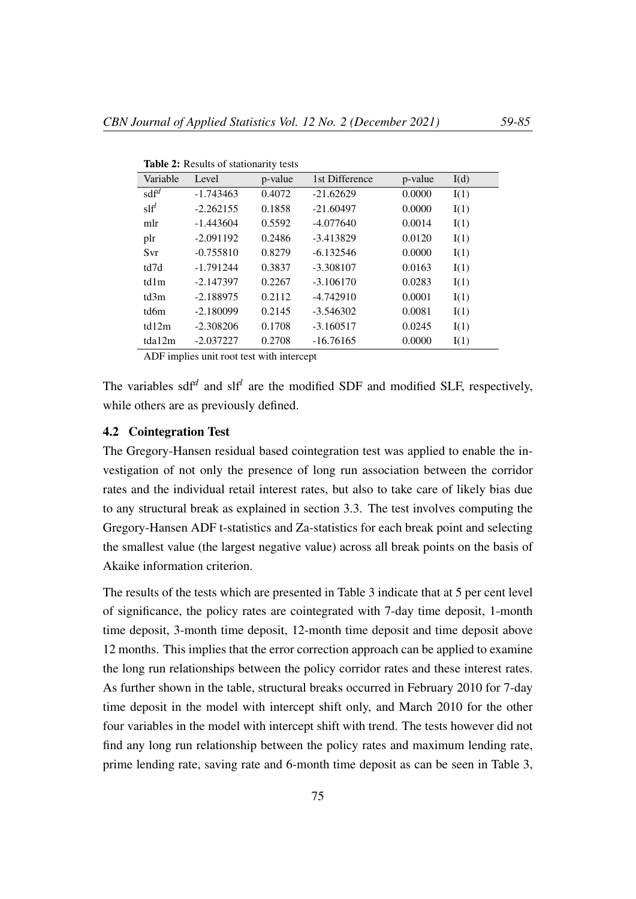**Table 2:** Results of stationarity tests

| Variable | Level | p-value | 1st Difference | p-value | I(d) |
|---|---|---|---|---|---|
| $sdf^d$ | -1.743463 | 0.4072 | -21.62629 | 0.0000 | I(1) |
| $slf^l$ | -2.262155 | 0.1858 | -21.60497 | 0.0000 | I(1) |
| mlr | -1.443604 | 0.5592 | -4.077640 | 0.0014 | I(1) |
| plr | -2.091192 | 0.2486 | -3.413829 | 0.0120 | I(1) |
| Svr | -0.755810 | 0.8279 | -6.132546 | 0.0000 | I(1) |
| td7d | -1.791244 | 0.3837 | -3.308107 | 0.0163 | I(1) |
| td1m | -2.147397 | 0.2267 | -3.106170 | 0.0283 | I(1) |
| td3m | -2.188975 | 0.2112 | -4.742910 | 0.0001 | I(1) |
| td6m | -2.180099 | 0.2145 | -3.546302 | 0.0081 | I(1) |
| td12m | -2.308206 | 0.1708 | -3.160517 | 0.0245 | I(1) |
| tda12m | -2.037227 | 0.2708 | -16.76165 | 0.0000 | I(1) |

ADF implies unit root test with intercept

The variables $sdf^d$ and $slf^l$ are the modified SDF and modified SLF, respectively, while others are as previously defined.

### 4.2 Cointegration Test

The Gregory-Hansen residual based cointegration test was applied to enable the investigation of not only the presence of long run association between the corridor rates and the individual retail interest rates, but also to take care of likely bias due to any structural break as explained in section 3.3. The test involves computing the Gregory-Hansen ADF t-statistics and Za-statistics for each break point and selecting the smallest value (the largest negative value) across all break points on the basis of Akaike information criterion.

The results of the tests which are presented in Table 3 indicate that at 5 per cent level of significance, the policy rates are cointegrated with 7-day time deposit, 1-month time deposit, 3-month time deposit, 12-month time deposit and time deposit above 12 months. This implies that the error correction approach can be applied to examine the long run relationships between the policy corridor rates and these interest rates. As further shown in the table, structural breaks occurred in February 2010 for 7-day time deposit in the model with intercept shift only, and March 2010 for the other four variables in the model with intercept shift with trend. The tests however did not find any long run relationship between the policy rates and maximum lending rate, prime lending rate, saving rate and 6-month time deposit as can be seen in Table 3,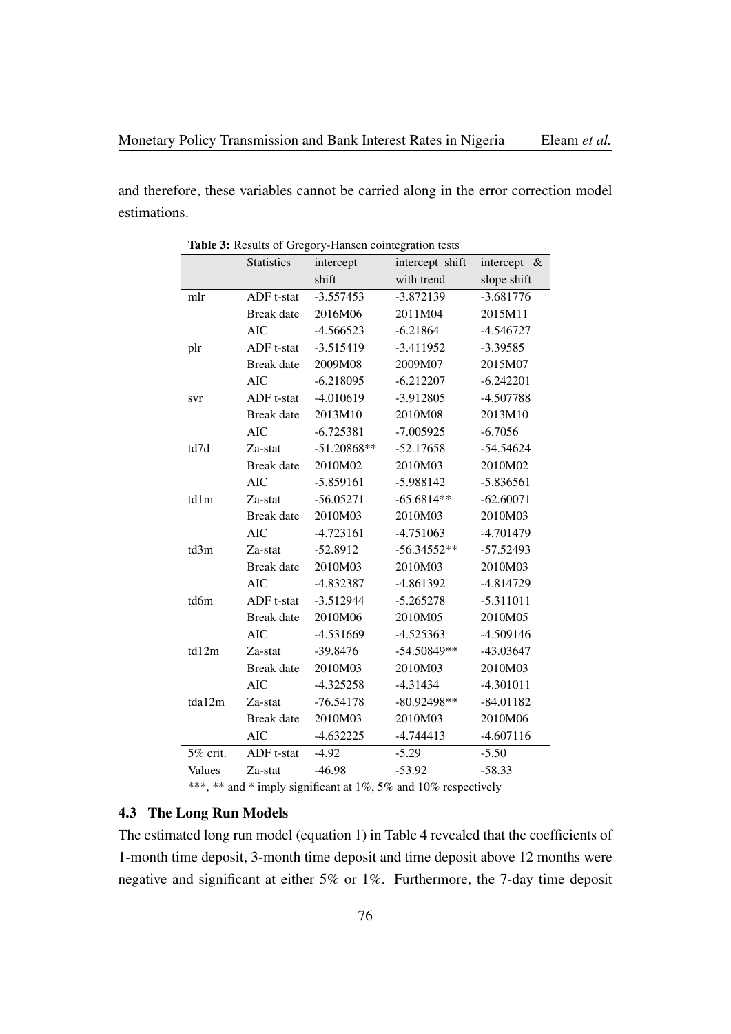and therefore, these variables cannot be carried along in the error correction model estimations.

**Table 3:** Results of Gregory-Hansen cointegration tests

| | Statistics | intercept shift | intercept shift with trend | intercept & slope shift |
|---|---|---|---|---|
| mlr | ADF t-stat | -3.557453 | -3.872139 | -3.681776 |
| | Break date | 2016M06 | 2011M04 | 2015M11 |
| | AIC | -4.566523 | -6.21864 | -4.546727 |
| plr | ADF t-stat | -3.515419 | -3.411952 | -3.39585 |
| | Break date | 2009M08 | 2009M07 | 2015M07 |
| | AIC | -6.218095 | -6.212207 | -6.242201 |
| svr | ADF t-stat | -4.010619 | -3.912805 | -4.507788 |
| | Break date | 2013M10 | 2010M08 | 2013M10 |
| | AIC | -6.725381 | -7.005925 | -6.7056 |
| td7d | Za-stat | -51.20868** | -52.17658 | -54.54624 |
| | Break date | 2010M02 | 2010M03 | 2010M02 |
| | AIC | -5.859161 | -5.988142 | -5.836561 |
| td1m | Za-stat | -56.05271 | -65.6814** | -62.60071 |
| | Break date | 2010M03 | 2010M03 | 2010M03 |
| | AIC | -4.723161 | -4.751063 | -4.701479 |
| td3m | Za-stat | -52.8912 | -56.34552** | -57.52493 |
| | Break date | 2010M03 | 2010M03 | 2010M03 |
| | AIC | -4.832387 | -4.861392 | -4.814729 |
| td6m | ADF t-stat | -3.512944 | -5.265278 | -5.311011 |
| | Break date | 2010M06 | 2010M05 | 2010M05 |
| | AIC | -4.531669 | -4.525363 | -4.509146 |
| td12m | Za-stat | -39.8476 | -54.50849** | -43.03647 |
| | Break date | 2010M03 | 2010M03 | 2010M03 |
| | AIC | -4.325258 | -4.31434 | -4.301011 |
| tda12m | Za-stat | -76.54178 | -80.92498** | -84.01182 |
| | Break date | 2010M03 | 2010M03 | 2010M06 |
| | AIC | -4.632225 | -4.744413 | -4.607116 |
| 5% crit. | ADF t-stat | -4.92 | -5.29 | -5.50 |
| Values | Za-stat | -46.98 | -53.92 | -58.33 |

***, ** and * imply significant at 1%, 5% and 10% respectively

### 4.3 The Long Run Models

The estimated long run model (equation 1) in Table 4 revealed that the coefficients of 1-month time deposit, 3-month time deposit and time deposit above 12 months were negative and significant at either 5% or 1%. Furthermore, the 7-day time deposit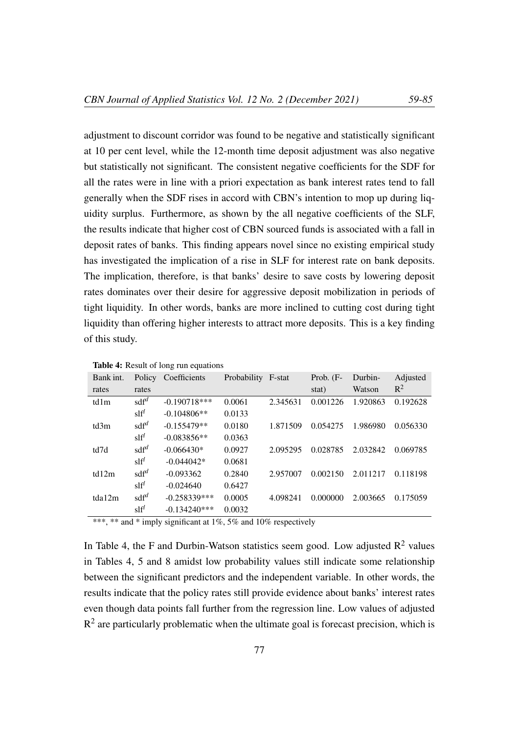adjustment to discount corridor was found to be negative and statistically significant at 10 per cent level, while the 12-month time deposit adjustment was also negative but statistically not significant. The consistent negative coefficients for the SDF for all the rates were in line with a priori expectation as bank interest rates tend to fall generally when the SDF rises in accord with CBN's intention to mop up during liquidity surplus. Furthermore, as shown by the all negative coefficients of the SLF, the results indicate that higher cost of CBN sourced funds is associated with a fall in deposit rates of banks. This finding appears novel since no existing empirical study has investigated the implication of a rise in SLF for interest rate on bank deposits. The implication, therefore, is that banks' desire to save costs by lowering deposit rates dominates over their desire for aggressive deposit mobilization in periods of tight liquidity. In other words, banks are more inclined to cutting cost during tight liquidity than offering higher interests to attract more deposits. This is a key finding of this study.

**Table 4:** Result of long run equations

| Bank int. rates | Policy rates | Coefficients | Probability | F-stat | Prob. (F-stat) | Durbin-Watson | Adjusted $R^2$ |
|---|---|---|---|---|---|---|---|
| td1m | $sdf^d$ | -0.190718*** | 0.0061 | 2.345631 | 0.001226 | 1.920863 | 0.192628 |
| | $slf^l$ | -0.104806** | 0.0133 | | | | |
| td3m | $sdf^d$ | -0.155479** | 0.0180 | 1.871509 | 0.054275 | 1.986980 | 0.056330 |
| | $slf^l$ | -0.083856** | 0.0363 | | | | |
| td7d | $sdf^d$ | -0.066430* | 0.0927 | 2.095295 | 0.028785 | 2.032842 | 0.069785 |
| | $slf^l$ | -0.044042* | 0.0681 | | | | |
| td12m | $sdf^d$ | -0.093362 | 0.2840 | 2.957007 | 0.002150 | 2.011217 | 0.118198 |
| | $slf^l$ | -0.024640 | 0.6427 | | | | |
| tda12m | $sdf^d$ | -0.258339*** | 0.0005 | 4.098241 | 0.000000 | 2.003665 | 0.175059 |
| | $slf^l$ | -0.134240*** | 0.0032 | | | | |

***, ** and * imply significant at 1%, 5% and 10% respectively

In Table 4, the F and Durbin-Watson statistics seem good. Low adjusted $R^2$ values in Tables 4, 5 and 8 amidst low probability values still indicate some relationship between the significant predictors and the independent variable. In other words, the results indicate that the policy rates still provide evidence about banks' interest rates even though data points fall further from the regression line. Low values of adjusted $R^2$ are particularly problematic when the ultimate goal is forecast precision, which is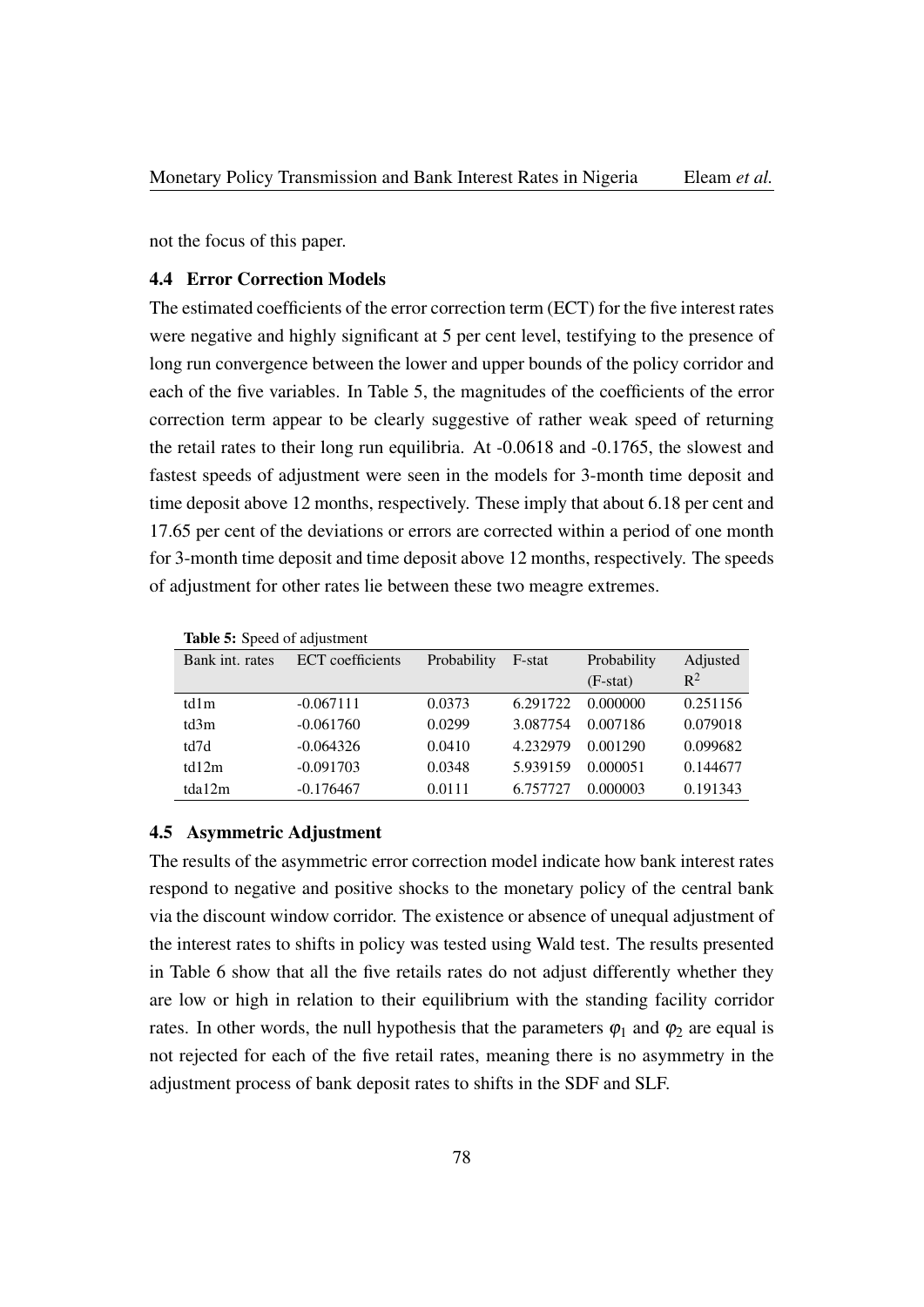not the focus of this paper.

### 4.4 Error Correction Models

The estimated coefficients of the error correction term (ECT) for the five interest rates were negative and highly significant at 5 per cent level, testifying to the presence of long run convergence between the lower and upper bounds of the policy corridor and each of the five variables. In Table 5, the magnitudes of the coefficients of the error correction term appear to be clearly suggestive of rather weak speed of returning the retail rates to their long run equilibria. At -0.0618 and -0.1765, the slowest and fastest speeds of adjustment were seen in the models for 3-month time deposit and time deposit above 12 months, respectively. These imply that about 6.18 per cent and 17.65 per cent of the deviations or errors are corrected within a period of one month for 3-month time deposit and time deposit above 12 months, respectively. The speeds of adjustment for other rates lie between these two meagre extremes.

**Table 5:** Speed of adjustment

| Bank int. rates | ECT coefficients | Probability | F-stat | Probability (F-stat) | Adjusted $R^2$ |
|---|---|---|---|---|---|
| td1m | -0.067111 | 0.0373 | 6.291722 | 0.000000 | 0.251156 |
| td3m | -0.061760 | 0.0299 | 3.087754 | 0.007186 | 0.079018 |
| td7d | -0.064326 | 0.0410 | 4.232979 | 0.001290 | 0.099682 |
| td12m | -0.091703 | 0.0348 | 5.939159 | 0.000051 | 0.144677 |
| tda12m | -0.176467 | 0.0111 | 6.757727 | 0.000003 | 0.191343 |

### 4.5 Asymmetric Adjustment

The results of the asymmetric error correction model indicate how bank interest rates respond to negative and positive shocks to the monetary policy of the central bank via the discount window corridor. The existence or absence of unequal adjustment of the interest rates to shifts in policy was tested using Wald test. The results presented in Table 6 show that all the five retails rates do not adjust differently whether they are low or high in relation to their equilibrium with the standing facility corridor rates. In other words, the null hypothesis that the parameters $\varphi_1$ and $\varphi_2$ are equal is not rejected for each of the five retail rates, meaning there is no asymmetry in the adjustment process of bank deposit rates to shifts in the SDF and SLF.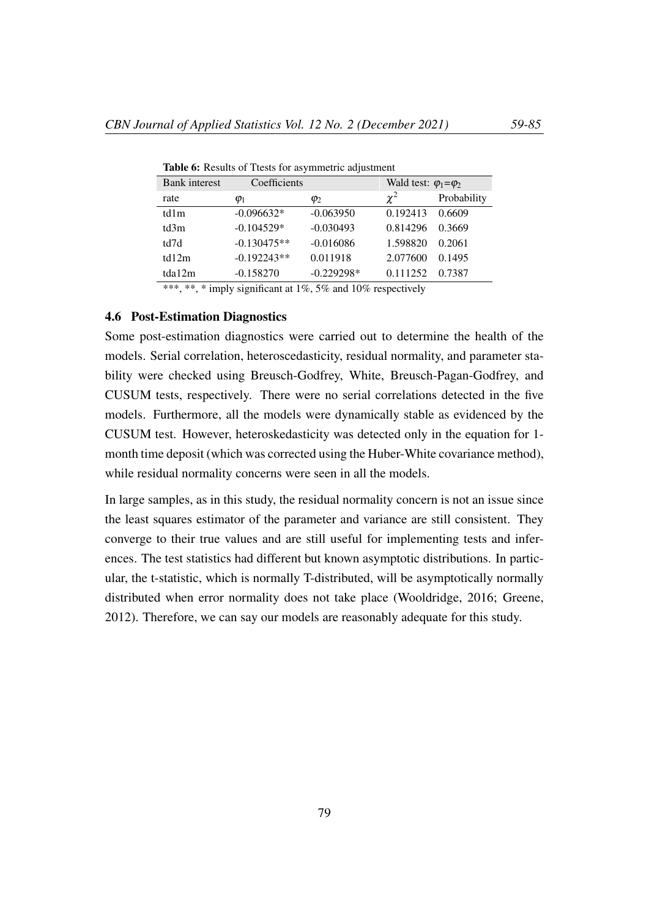**Table 6:** Results of Ttests for asymmetric adjustment

| Bank interest | Coefficients | | Wald test: $\varphi_1 = \varphi_2$ | |
|---|---|---|---|---|
| rate | $\varphi_1$ | $\varphi_2$ | $\chi^2$ | Probability |
| td1m | -0.096632* | -0.063950 | 0.192413 | 0.6609 |
| td3m | -0.104529* | -0.030493 | 0.814296 | 0.3669 |
| td7d | -0.130475** | -0.016086 | 1.598820 | 0.2061 |
| td12m | -0.192243** | 0.011918 | 2.077600 | 0.1495 |
| tda12m | -0.158270 | -0.229298* | 0.111252 | 0.7387 |

***, **, * imply significant at 1%, 5% and 10% respectively

### 4.6 Post-Estimation Diagnostics

Some post-estimation diagnostics were carried out to determine the health of the models. Serial correlation, heteroscedasticity, residual normality, and parameter stability were checked using Breusch-Godfrey, White, Breusch-Pagan-Godfrey, and CUSUM tests, respectively. There were no serial correlations detected in the five models. Furthermore, all the models were dynamically stable as evidenced by the CUSUM test. However, heteroskedasticity was detected only in the equation for 1-month time deposit (which was corrected using the Huber-White covariance method), while residual normality concerns were seen in all the models.

In large samples, as in this study, the residual normality concern is not an issue since the least squares estimator of the parameter and variance are still consistent. They converge to their true values and are still useful for implementing tests and inferences. The test statistics had different but known asymptotic distributions. In particular, the t-statistic, which is normally T-distributed, will be asymptotically normally distributed when error normality does not take place (Wooldridge, 2016; Greene, 2012). Therefore, we can say our models are reasonably adequate for this study.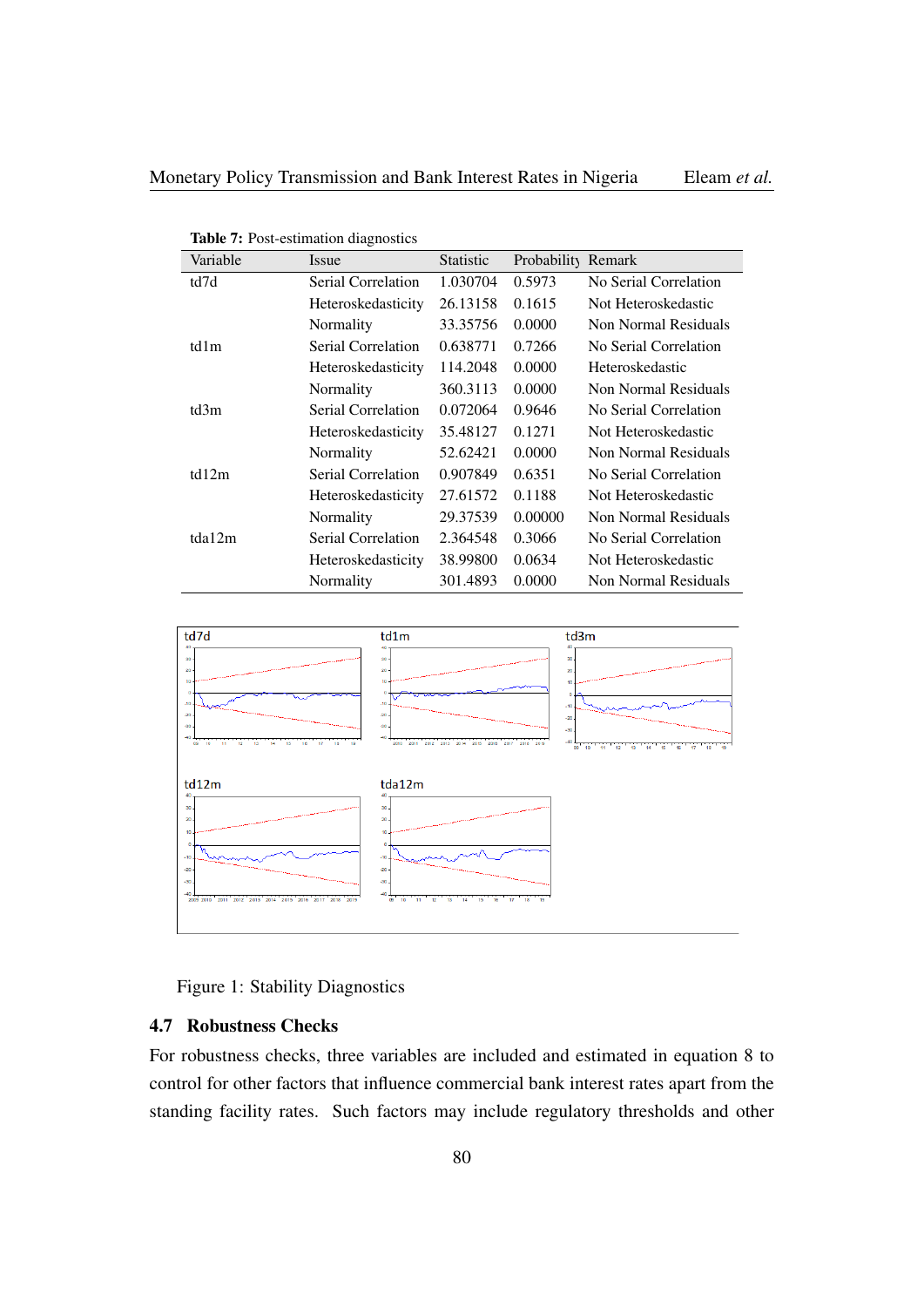**Table 7:** Post-estimation diagnostics

| Variable | Issue | Statistic | Probability | Remark |
|---|---|---|---|---|
| td7d | Serial Correlation | 1.030704 | 0.5973 | No Serial Correlation |
| | Heteroskedasticity | 26.13158 | 0.1615 | Not Heteroskedastic |
| | Normality | 33.35756 | 0.0000 | Non Normal Residuals |
| td1m | Serial Correlation | 0.638771 | 0.7266 | No Serial Correlation |
| | Heteroskedasticity | 114.2048 | 0.0000 | Heteroskedastic |
| | Normality | 360.3113 | 0.0000 | Non Normal Residuals |
| td3m | Serial Correlation | 0.072064 | 0.9646 | No Serial Correlation |
| | Heteroskedasticity | 35.48127 | 0.1271 | Not Heteroskedastic |
| | Normality | 52.62421 | 0.0000 | Non Normal Residuals |
| td12m | Serial Correlation | 0.907849 | 0.6351 | No Serial Correlation |
| | Heteroskedasticity | 27.61572 | 0.1188 | Not Heteroskedastic |
| | Normality | 29.37539 | 0.00000 | Non Normal Residuals |
| tda12m | Serial Correlation | 2.364548 | 0.3066 | No Serial Correlation |
| | Heteroskedasticity | 38.99800 | 0.0634 | Not Heteroskedastic |
| | Normality | 301.4893 | 0.0000 | Non Normal Residuals |

Figure 1: Stability Diagnostics

## 4.7 Robustness Checks

For robustness checks, three variables are included and estimated in equation 8 to control for other factors that influence commercial bank interest rates apart from the standing facility rates. Such factors may include regulatory thresholds and other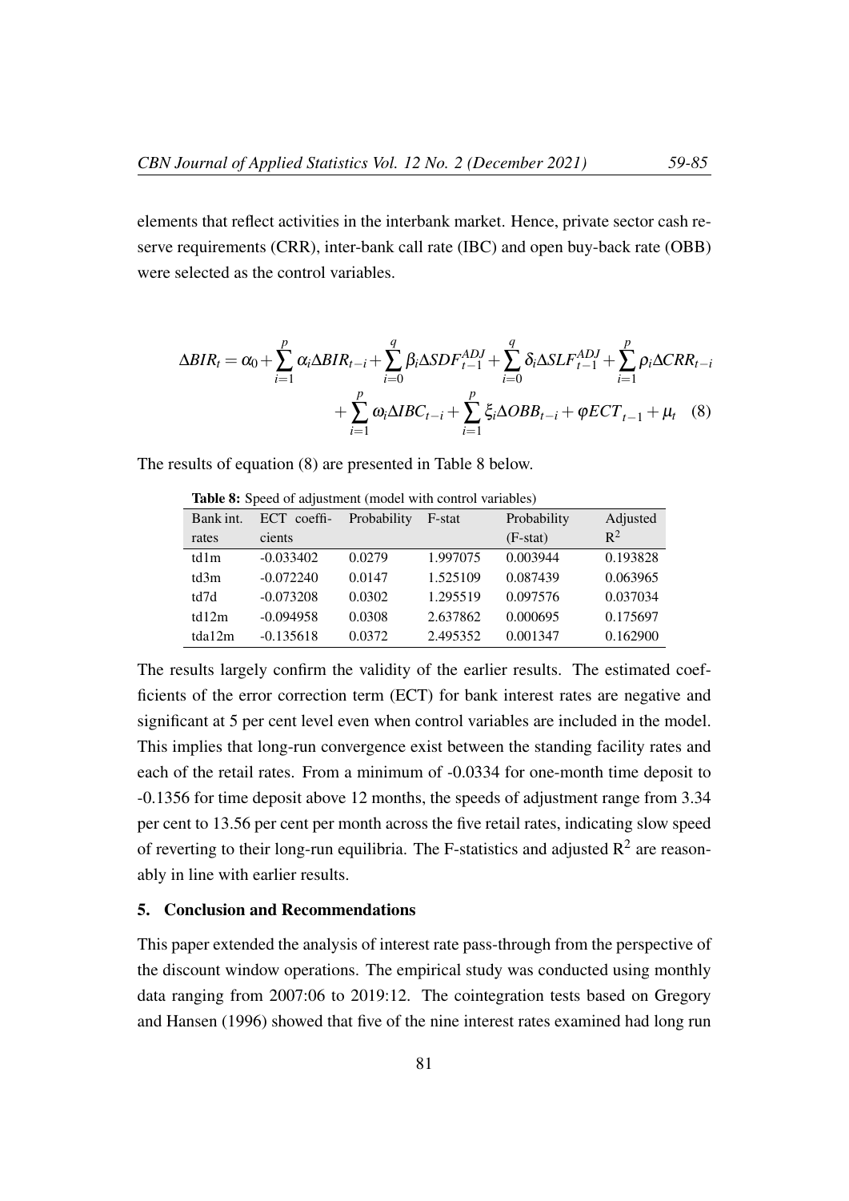elements that reflect activities in the interbank market. Hence, private sector cash reserve requirements (CRR), inter-bank call rate (IBC) and open buy-back rate (OBB) were selected as the control variables.

$$\Delta BIR_t = \alpha_0 + \sum_{i=1}^{p} \alpha_i \Delta BIR_{t-i} + \sum_{i=0}^{q} \beta_i \Delta SDF_{t-1}^{ADJ} + \sum_{i=0}^{q} \delta_i \Delta SLF_{t-1}^{ADJ} + \sum_{i=1}^{p} \rho_i \Delta CRR_{t-i} + \sum_{i=1}^{p} \omega_i \Delta IBC_{t-i} + \sum_{i=1}^{p} \xi_i \Delta OBB_{t-i} + \varphi ECT_{t-1} + \mu_t \quad (8)$$

The results of equation (8) are presented in Table 8 below.

**Table 8:** Speed of adjustment (model with control variables)

| Bank int. rates | ECT coefficients | Probability | F-stat | Probability (F-stat) | Adjusted $R^2$ |
|---|---|---|---|---|---|
| td1m | -0.033402 | 0.0279 | 1.997075 | 0.003944 | 0.193828 |
| td3m | -0.072240 | 0.0147 | 1.525109 | 0.087439 | 0.063965 |
| td7d | -0.073208 | 0.0302 | 1.295519 | 0.097576 | 0.037034 |
| td12m | -0.094958 | 0.0308 | 2.637862 | 0.000695 | 0.175697 |
| tda12m | -0.135618 | 0.0372 | 2.495352 | 0.001347 | 0.162900 |

The results largely confirm the validity of the earlier results. The estimated coefficients of the error correction term (ECT) for bank interest rates are negative and significant at 5 per cent level even when control variables are included in the model. This implies that long-run convergence exist between the standing facility rates and each of the retail rates. From a minimum of -0.0334 for one-month time deposit to -0.1356 for time deposit above 12 months, the speeds of adjustment range from 3.34 per cent to 13.56 per cent per month across the five retail rates, indicating slow speed of reverting to their long-run equilibria. The F-statistics and adjusted $R^2$ are reasonably in line with earlier results.

## 5. Conclusion and Recommendations

This paper extended the analysis of interest rate pass-through from the perspective of the discount window operations. The empirical study was conducted using monthly data ranging from 2007:06 to 2019:12. The cointegration tests based on Gregory and Hansen (1996) showed that five of the nine interest rates examined had long run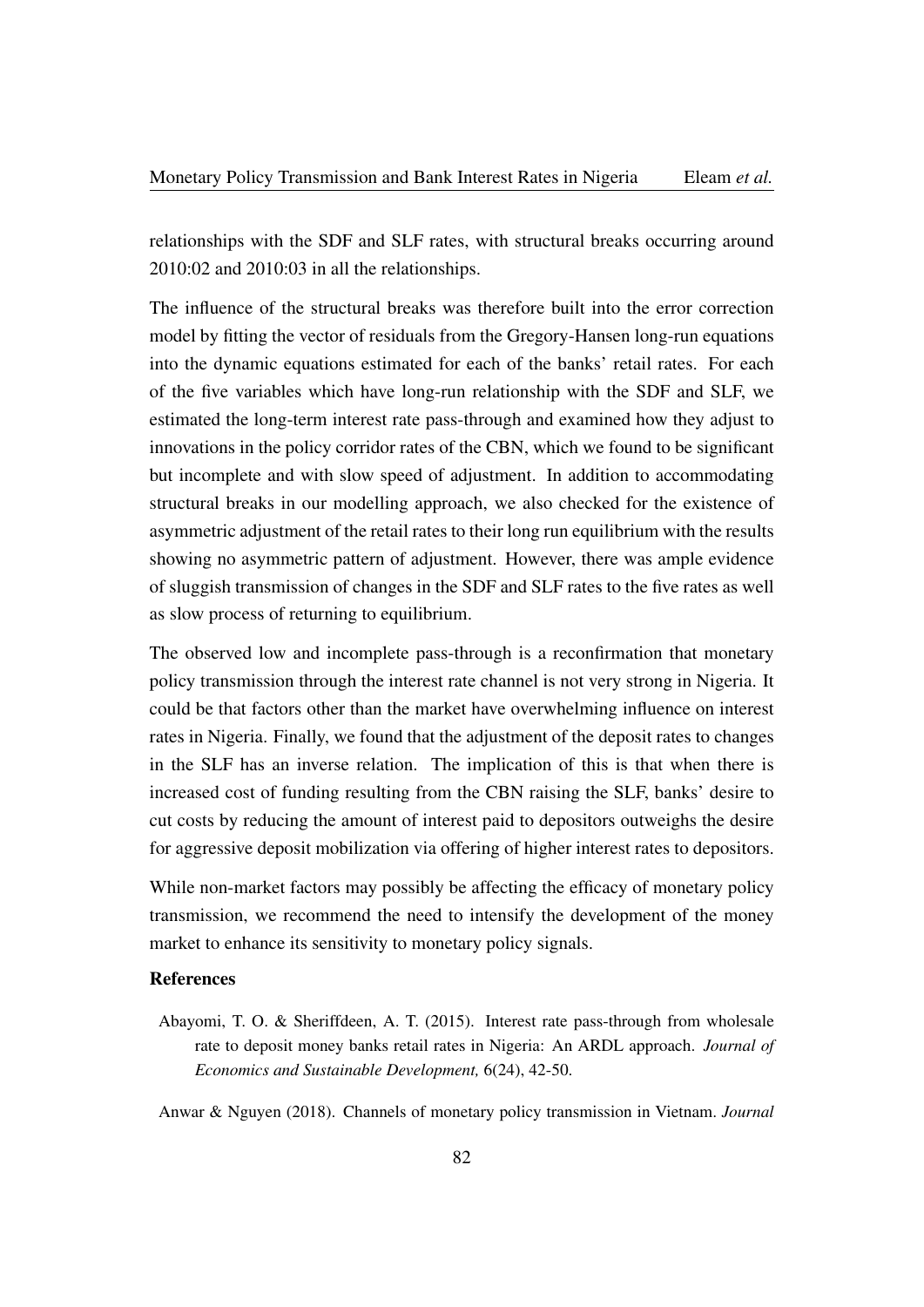relationships with the SDF and SLF rates, with structural breaks occurring around 2010:02 and 2010:03 in all the relationships.

The influence of the structural breaks was therefore built into the error correction model by fitting the vector of residuals from the Gregory-Hansen long-run equations into the dynamic equations estimated for each of the banks' retail rates. For each of the five variables which have long-run relationship with the SDF and SLF, we estimated the long-term interest rate pass-through and examined how they adjust to innovations in the policy corridor rates of the CBN, which we found to be significant but incomplete and with slow speed of adjustment. In addition to accommodating structural breaks in our modelling approach, we also checked for the existence of asymmetric adjustment of the retail rates to their long run equilibrium with the results showing no asymmetric pattern of adjustment. However, there was ample evidence of sluggish transmission of changes in the SDF and SLF rates to the five rates as well as slow process of returning to equilibrium.

The observed low and incomplete pass-through is a reconfirmation that monetary policy transmission through the interest rate channel is not very strong in Nigeria. It could be that factors other than the market have overwhelming influence on interest rates in Nigeria. Finally, we found that the adjustment of the deposit rates to changes in the SLF has an inverse relation. The implication of this is that when there is increased cost of funding resulting from the CBN raising the SLF, banks' desire to cut costs by reducing the amount of interest paid to depositors outweighs the desire for aggressive deposit mobilization via offering of higher interest rates to depositors.

While non-market factors may possibly be affecting the efficacy of monetary policy transmission, we recommend the need to intensify the development of the money market to enhance its sensitivity to monetary policy signals.

**References**

Abayomi, T. O. & Sheriffdeen, A. T. (2015). Interest rate pass-through from wholesale rate to deposit money banks retail rates in Nigeria: An ARDL approach. *Journal of Economics and Sustainable Development,* 6(24), 42-50.

Anwar & Nguyen (2018). Channels of monetary policy transmission in Vietnam. *Journal*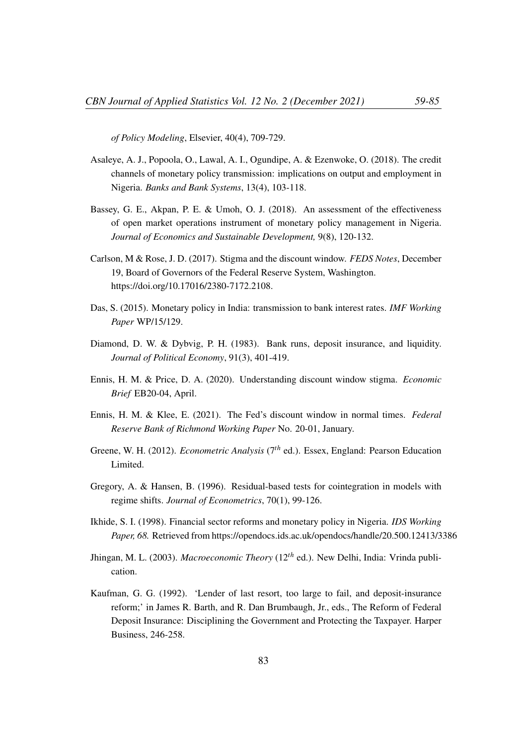*of Policy Modeling*, Elsevier, 40(4), 709-729.

Asaleye, A. J., Popoola, O., Lawal, A. I., Ogundipe, A. & Ezenwoke, O. (2018). The credit channels of monetary policy transmission: implications on output and employment in Nigeria. *Banks and Bank Systems*, 13(4), 103-118.

Bassey, G. E., Akpan, P. E. & Umoh, O. J. (2018). An assessment of the effectiveness of open market operations instrument of monetary policy management in Nigeria. *Journal of Economics and Sustainable Development,* 9(8), 120-132.

Carlson, M & Rose, J. D. (2017). Stigma and the discount window. *FEDS Notes*, December 19, Board of Governors of the Federal Reserve System, Washington. https://doi.org/10.17016/2380-7172.2108.

Das, S. (2015). Monetary policy in India: transmission to bank interest rates. *IMF Working Paper* WP/15/129.

Diamond, D. W. & Dybvig, P. H. (1983). Bank runs, deposit insurance, and liquidity. *Journal of Political Economy*, 91(3), 401-419.

Ennis, H. M. & Price, D. A. (2020). Understanding discount window stigma. *Economic Brief* EB20-04, April.

Ennis, H. M. & Klee, E. (2021). The Fed's discount window in normal times. *Federal Reserve Bank of Richmond Working Paper* No. 20-01, January.

Greene, W. H. (2012). *Econometric Analysis* ($7^{th}$ ed.). Essex, England: Pearson Education Limited.

Gregory, A. & Hansen, B. (1996). Residual-based tests for cointegration in models with regime shifts. *Journal of Econometrics*, 70(1), 99-126.

Ikhide, S. I. (1998). Financial sector reforms and monetary policy in Nigeria. *IDS Working Paper, 68.* Retrieved from https://opendocs.ids.ac.uk/opendocs/handle/20.500.12413/3386

Jhingan, M. L. (2003). *Macroeconomic Theory* ($12^{th}$ ed.). New Delhi, India: Vrinda publication.

Kaufman, G. G. (1992). 'Lender of last resort, too large to fail, and deposit-insurance reform;' in James R. Barth, and R. Dan Brumbaugh, Jr., eds., The Reform of Federal Deposit Insurance: Disciplining the Government and Protecting the Taxpayer. Harper Business, 246-258.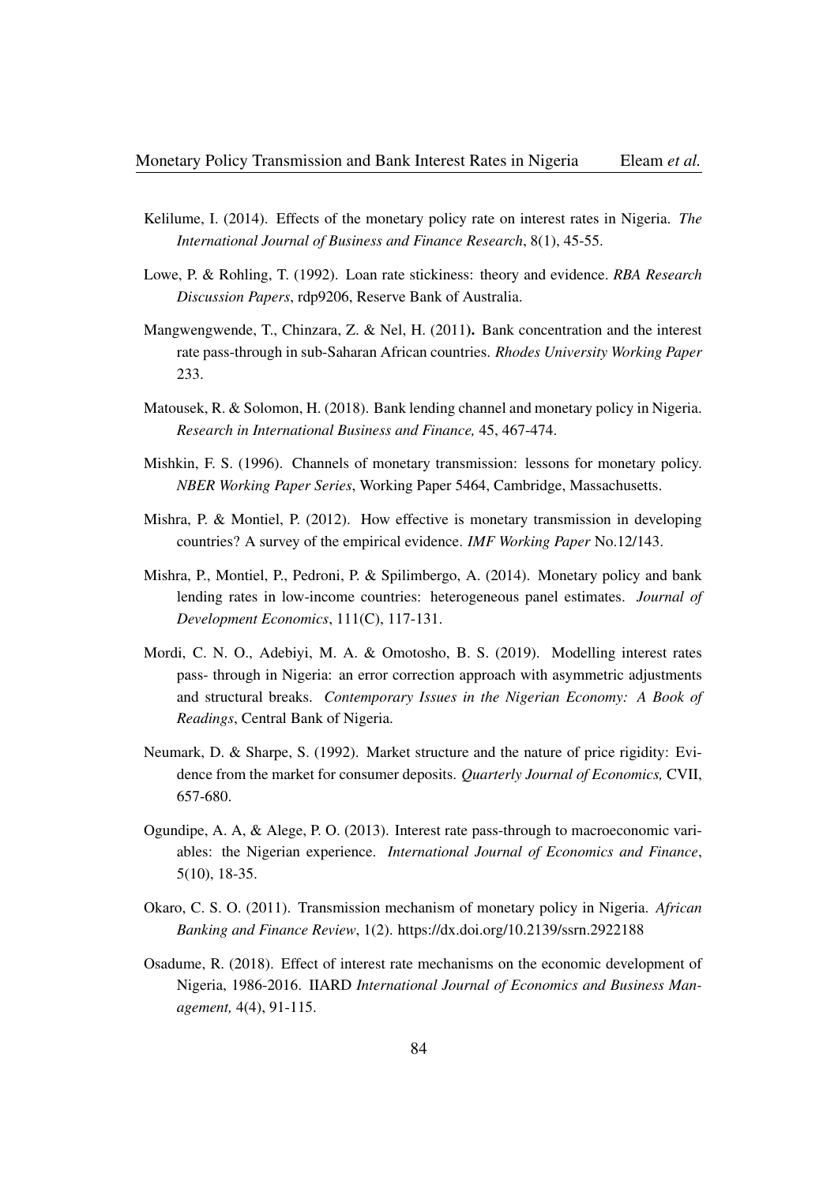Kelilume, I. (2014). Effects of the monetary policy rate on interest rates in Nigeria. *The International Journal of Business and Finance Research*, 8(1), 45-55.

Lowe, P. & Rohling, T. (1992). Loan rate stickiness: theory and evidence. *RBA Research Discussion Papers*, rdp9206, Reserve Bank of Australia.

Mangwengwende, T., Chinzara, Z. & Nel, H. (2011**).** Bank concentration and the interest rate pass-through in sub-Saharan African countries. *Rhodes University Working Paper* 233.

Matousek, R. & Solomon, H. (2018). Bank lending channel and monetary policy in Nigeria. *Research in International Business and Finance,* 45, 467-474.

Mishkin, F. S. (1996). Channels of monetary transmission: lessons for monetary policy. *NBER Working Paper Series*, Working Paper 5464, Cambridge, Massachusetts.

Mishra, P. & Montiel, P. (2012). How effective is monetary transmission in developing countries? A survey of the empirical evidence. *IMF Working Paper* No.12/143.

Mishra, P., Montiel, P., Pedroni, P. & Spilimbergo, A. (2014). Monetary policy and bank lending rates in low-income countries: heterogeneous panel estimates. *Journal of Development Economics*, 111(C), 117-131.

Mordi, C. N. O., Adebiyi, M. A. & Omotosho, B. S. (2019). Modelling interest rates pass- through in Nigeria: an error correction approach with asymmetric adjustments and structural breaks. *Contemporary Issues in the Nigerian Economy: A Book of Readings*, Central Bank of Nigeria.

Neumark, D. & Sharpe, S. (1992). Market structure and the nature of price rigidity: Evidence from the market for consumer deposits. *Quarterly Journal of Economics,* CVII, 657-680.

Ogundipe, A. A, & Alege, P. O. (2013). Interest rate pass-through to macroeconomic variables: the Nigerian experience. *International Journal of Economics and Finance*, 5(10), 18-35.

Okaro, C. S. O. (2011). Transmission mechanism of monetary policy in Nigeria. *African Banking and Finance Review*, 1(2). https://dx.doi.org/10.2139/ssrn.2922188

Osadume, R. (2018). Effect of interest rate mechanisms on the economic development of Nigeria, 1986-2016. IIARD *International Journal of Economics and Business Management,* 4(4), 91-115.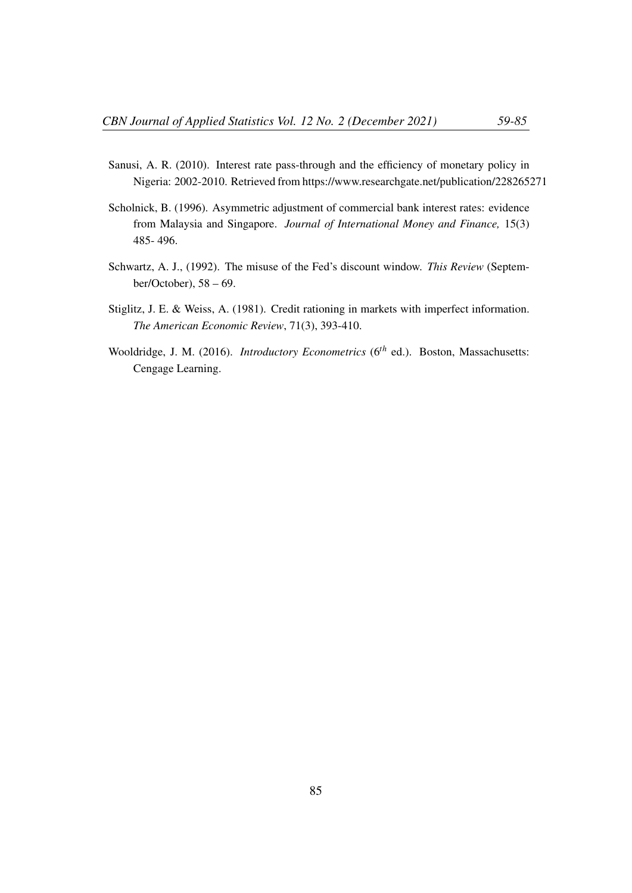Sanusi, A. R. (2010). Interest rate pass-through and the efficiency of monetary policy in Nigeria: 2002-2010. Retrieved from https://www.researchgate.net/publication/228265271

Scholnick, B. (1996). Asymmetric adjustment of commercial bank interest rates: evidence from Malaysia and Singapore. *Journal of International Money and Finance,* 15(3) 485- 496.

Schwartz, A. J., (1992). The misuse of the Fed's discount window. *This Review* (September/October), 58 – 69.

Stiglitz, J. E. & Weiss, A. (1981). Credit rationing in markets with imperfect information. *The American Economic Review*, 71(3), 393-410.

Wooldridge, J. M. (2016). *Introductory Econometrics* ($6^{th}$ ed.). Boston, Massachusetts: Cengage Learning.